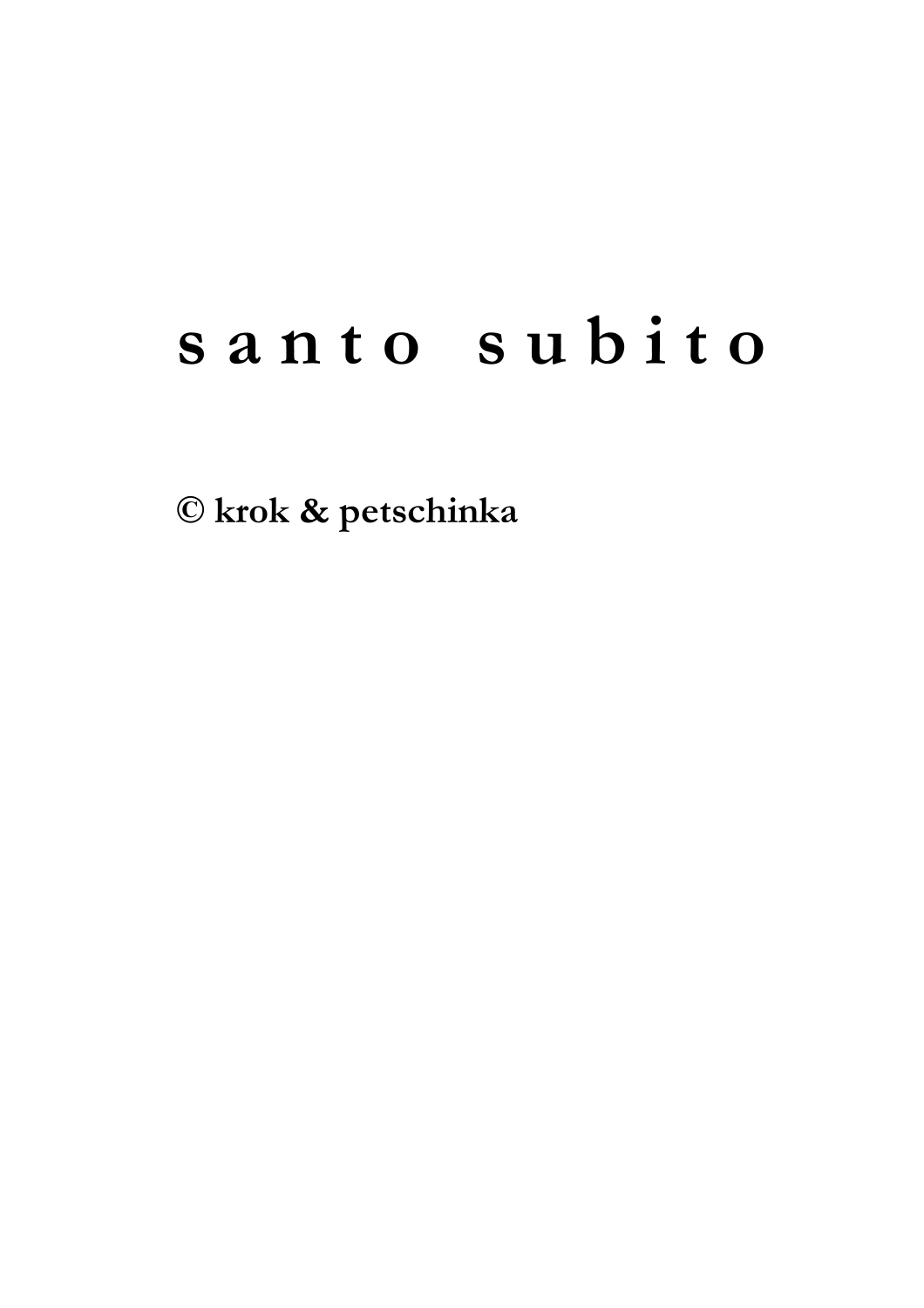# santo subito

**© krok & petschinka**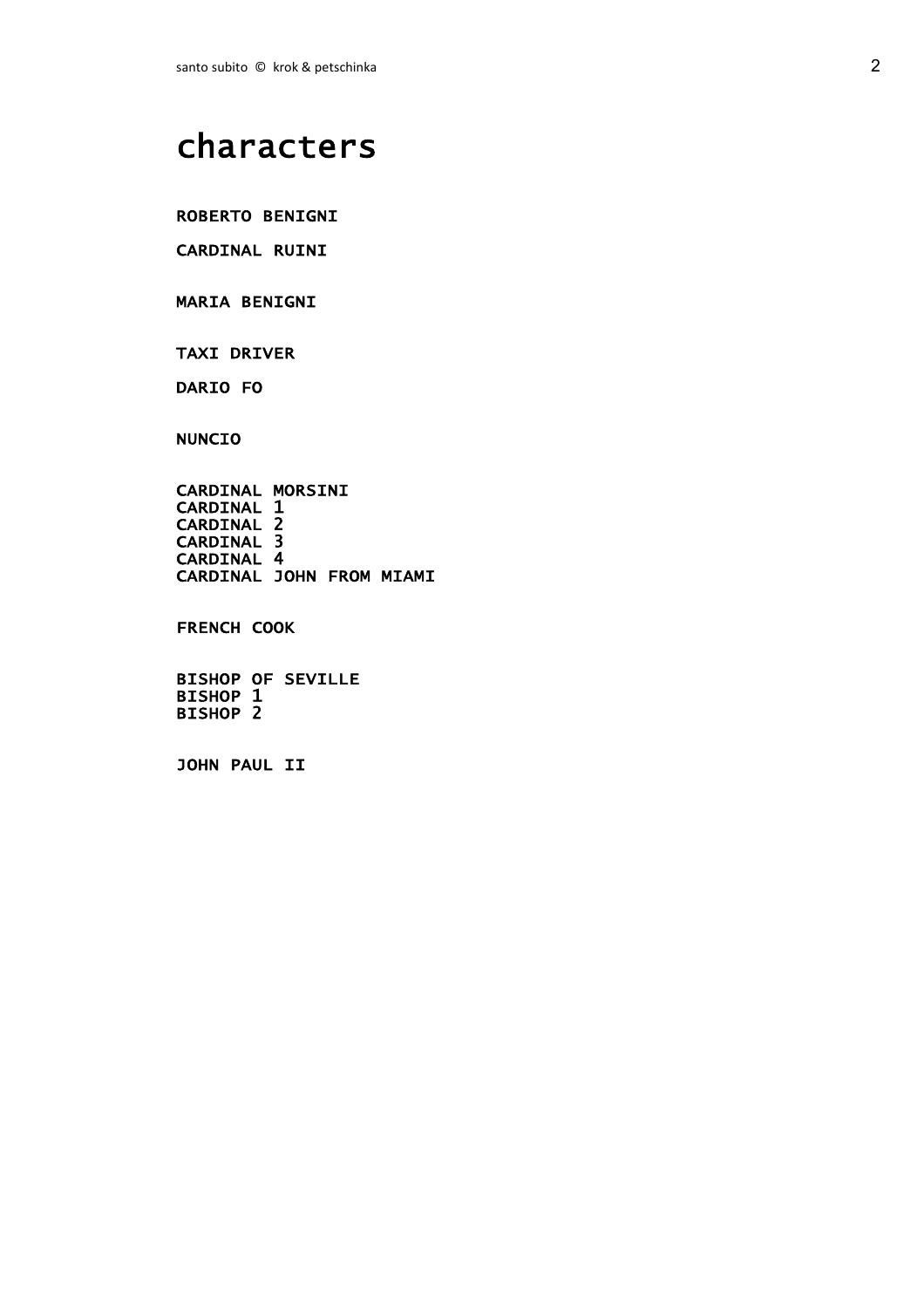# characters

**ROBERTO BENIGNI**

**CARDINAL RUINI**

**MARIA BENIGNI**

**TAXI DRIVER**

**DARIO FO**

**NUNCIO**

**CARDINAL MORSINI**
**CARDINAL 1**
**CARDINAL 2**
**CARDINAL 3**
**CARDINAL 4**
**CARDINAL JOHN FROM MIAMI**

**FRENCH COOK**

**BISHOP OF SEVILLE**
**BISHOP 1**
**BISHOP 2**

**JOHN PAUL II**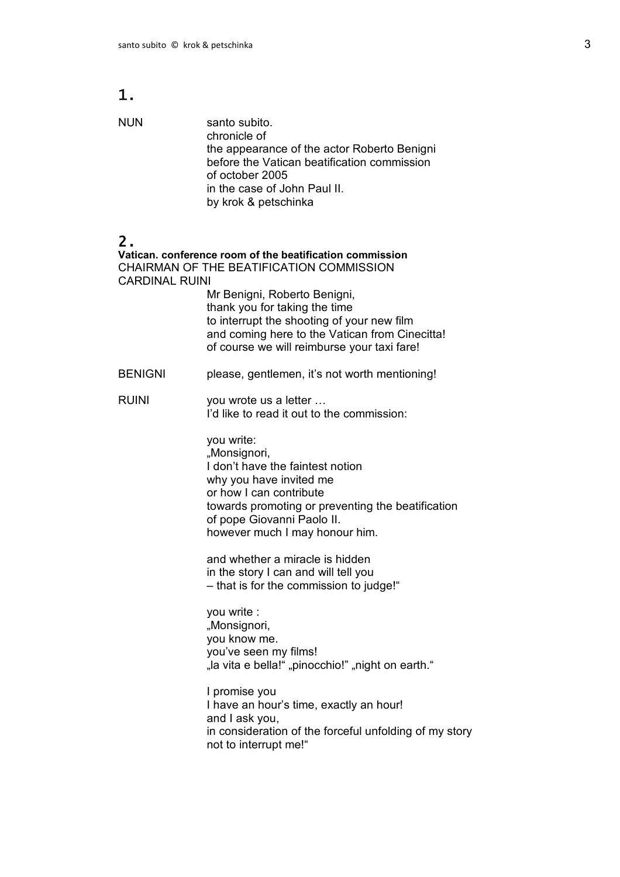## 1.

NUN santo subito.
chronicle of
the appearance of the actor Roberto Benigni
before the Vatican beatification commission
of october 2005
in the case of John Paul II.
by krok & petschinka

## 2.

**Vatican. conference room of the beatification commission**

CHAIRMAN OF THE BEATIFICATION COMMISSION
CARDINAL RUINI

Mr Benigni, Roberto Benigni,
thank you for taking the time
to interrupt the shooting of your new film
and coming here to the Vatican from Cinecitta!
of course we will reimburse your taxi fare!

BENIGNI please, gentlemen, it's not worth mentioning!

RUINI you wrote us a letter …
I'd like to read it out to the commission:

you write:
„Monsignori,
I don't have the faintest notion
why you have invited me
or how I can contribute
towards promoting or preventing the beatification
of pope Giovanni Paolo II.
however much I may honour him.

and whether a miracle is hidden
in the story I can and will tell you
– that is for the commission to judge!"

you write :
„Monsignori,
you know me.
you've seen my films!
„la vita e bella!" „pinocchio!" „night on earth."

I promise you
I have an hour's time, exactly an hour!
and I ask you,
in consideration of the forceful unfolding of my story
not to interrupt me!"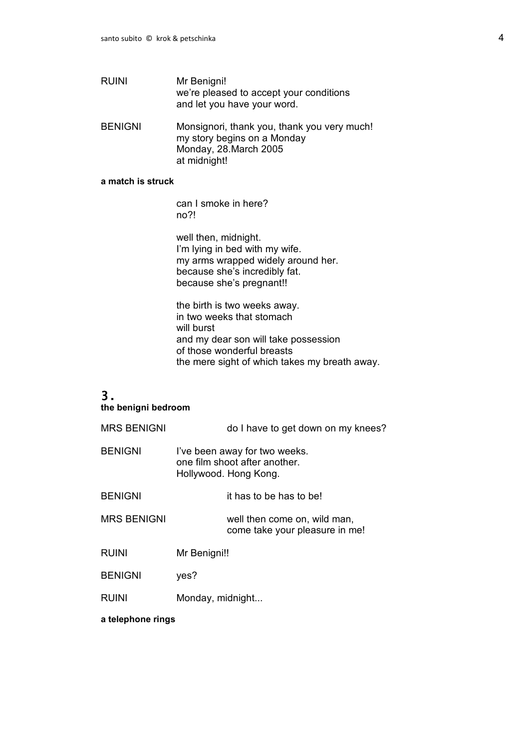RUINI Mr Benigni!
we're pleased to accept your conditions
and let you have your word.

BENIGNI Monsignori, thank you, thank you very much!
my story begins on a Monday
Monday, 28.March 2005
at midnight!

**a match is struck**

can I smoke in here?
no?!

well then, midnight.
I'm lying in bed with my wife.
my arms wrapped widely around her.
because she's incredibly fat.
because she's pregnant!!

the birth is two weeks away.
in two weeks that stomach
will burst
and my dear son will take possession
of those wonderful breasts
the mere sight of which takes my breath away.

## 3.

**the benigni bedroom**

MRS BENIGNI do I have to get down on my knees?

BENIGNI I've been away for two weeks.
one film shoot after another.
Hollywood. Hong Kong.

BENIGNI it has to be has to be!

MRS BENIGNI well then come on, wild man,
come take your pleasure in me!

RUINI Mr Benigni!!

BENIGNI yes?

RUINI Monday, midnight...

**a telephone rings**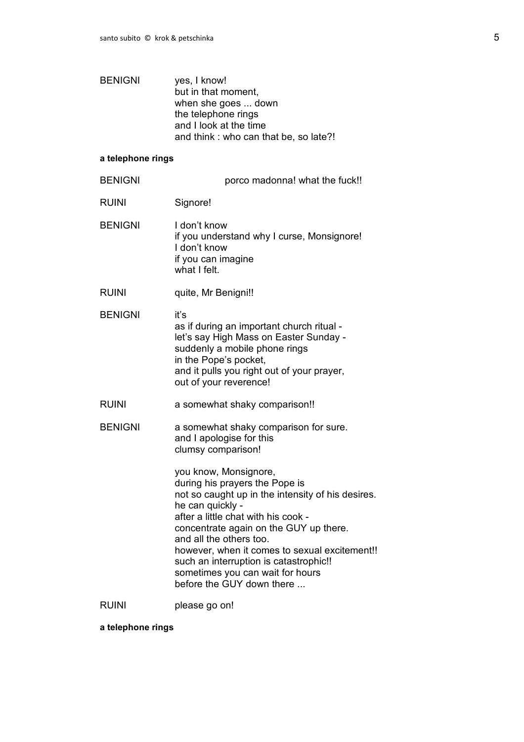BENIGNI yes, I know!
but in that moment,
when she goes ... down
the telephone rings
and I look at the time
and think : who can that be, so late?!

**a telephone rings**

BENIGNI porco madonna! what the fuck!!

RUINI Signore!

BENIGNI I don't know
if you understand why I curse, Monsignore!
I don't know
if you can imagine
what I felt.

RUINI quite, Mr Benigni!!

BENIGNI it's
as if during an important church ritual -
let's say High Mass on Easter Sunday -
suddenly a mobile phone rings
in the Pope's pocket,
and it pulls you right out of your prayer,
out of your reverence!

RUINI a somewhat shaky comparison!!

BENIGNI a somewhat shaky comparison for sure.
and I apologise for this
clumsy comparison!

you know, Monsignore,
during his prayers the Pope is
not so caught up in the intensity of his desires.
he can quickly -
after a little chat with his cook -
concentrate again on the GUY up there.
and all the others too.
however, when it comes to sexual excitement!!
such an interruption is catastrophic!!
sometimes you can wait for hours
before the GUY down there ...

RUINI please go on!

**a telephone rings**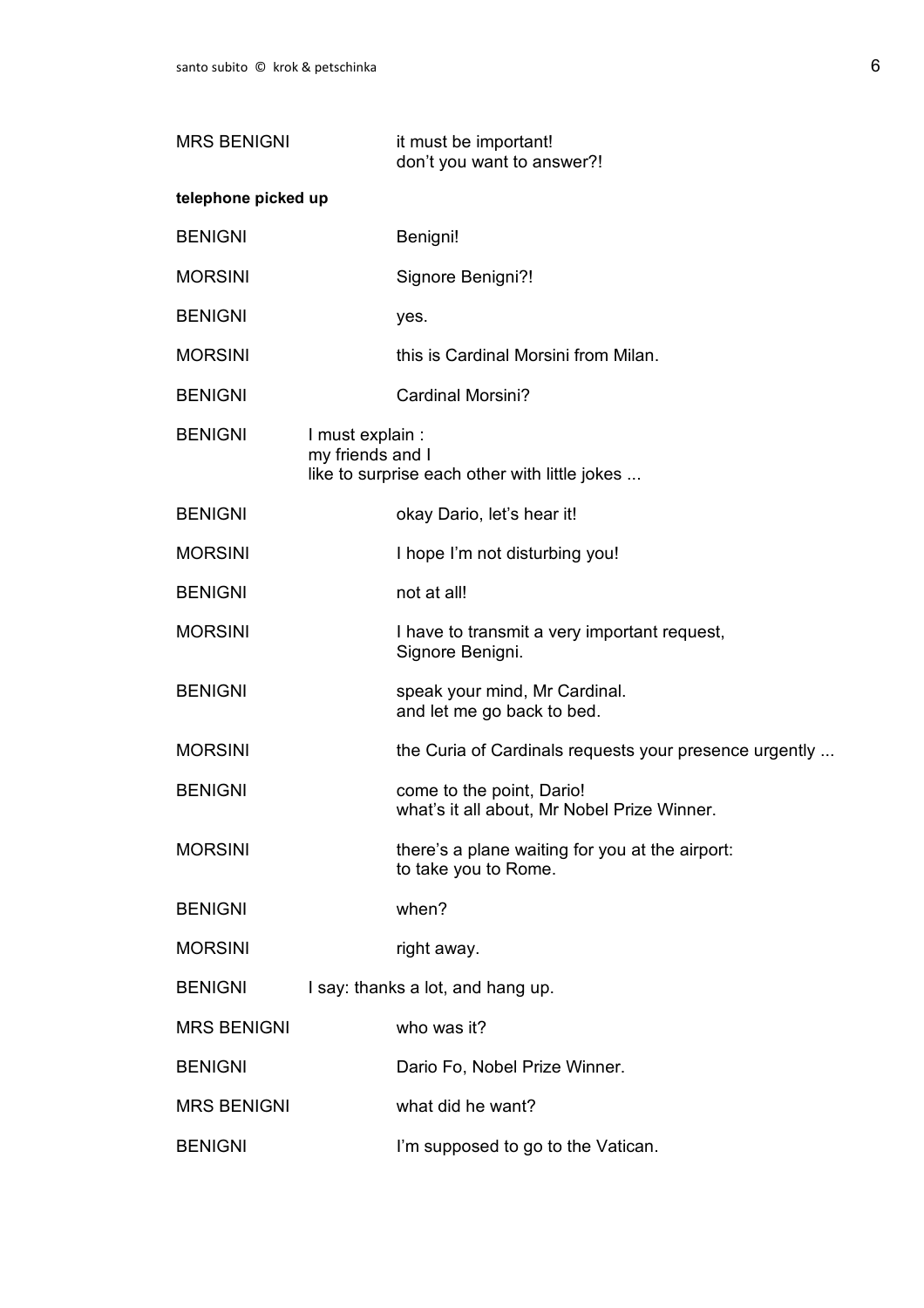| | |
|---|---|
| MRS BENIGNI | it must be important!<br>don't you want to answer?! |

**telephone picked up**

| | |
|---|---|
| BENIGNI | Benigni! |
| MORSINI | Signore Benigni?! |
| BENIGNI | yes. |
| MORSINI | this is Cardinal Morsini from Milan. |
| BENIGNI | Cardinal Morsini? |
| BENIGNI | I must explain :<br>my friends and I<br>like to surprise each other with little jokes ... |
| BENIGNI | okay Dario, let's hear it! |
| MORSINI | I hope I'm not disturbing you! |
| BENIGNI | not at all! |
| MORSINI | I have to transmit a very important request,<br>Signore Benigni. |
| BENIGNI | speak your mind, Mr Cardinal.<br>and let me go back to bed. |
| MORSINI | the Curia of Cardinals requests your presence urgently ... |
| BENIGNI | come to the point, Dario!<br>what's it all about, Mr Nobel Prize Winner. |
| MORSINI | there's a plane waiting for you at the airport:<br>to take you to Rome. |
| BENIGNI | when? |
| MORSINI | right away. |
| BENIGNI | I say: thanks a lot, and hang up. |
| MRS BENIGNI | who was it? |
| BENIGNI | Dario Fo, Nobel Prize Winner. |
| MRS BENIGNI | what did he want? |
| BENIGNI | I'm supposed to go to the Vatican. |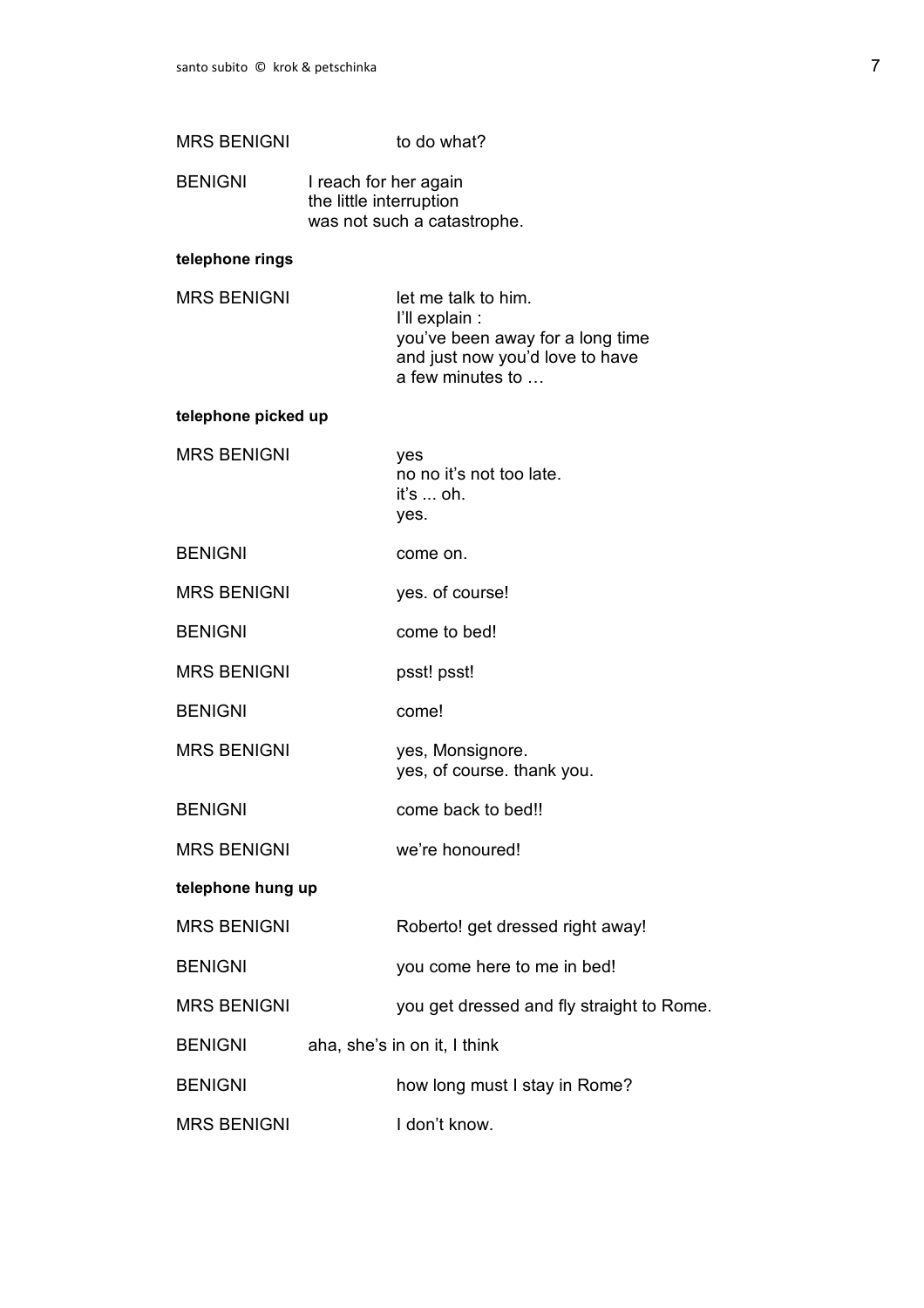MRS BENIGNI		to do what?

BENIGNI	I reach for her again
the little interruption
was not such a catastrophe.

**telephone rings**

MRS BENIGNI		let me talk to him.
I'll explain :
you've been away for a long time
and just now you'd love to have
a few minutes to …

**telephone picked up**

MRS BENIGNI		yes
no no it's not too late.
it's ... oh.
yes.

BENIGNI		come on.

MRS BENIGNI		yes. of course!

BENIGNI		come to bed!

MRS BENIGNI		psst! psst!

BENIGNI		come!

MRS BENIGNI		yes, Monsignore.
yes, of course. thank you.

BENIGNI		come back to bed!!

MRS BENIGNI		we're honoured!

**telephone hung up**

MRS BENIGNI		Roberto! get dressed right away!

BENIGNI		you come here to me in bed!

MRS BENIGNI		you get dressed and fly straight to Rome.

BENIGNI	aha, she's in on it, I think

BENIGNI		how long must I stay in Rome?

MRS BENIGNI		I don't know.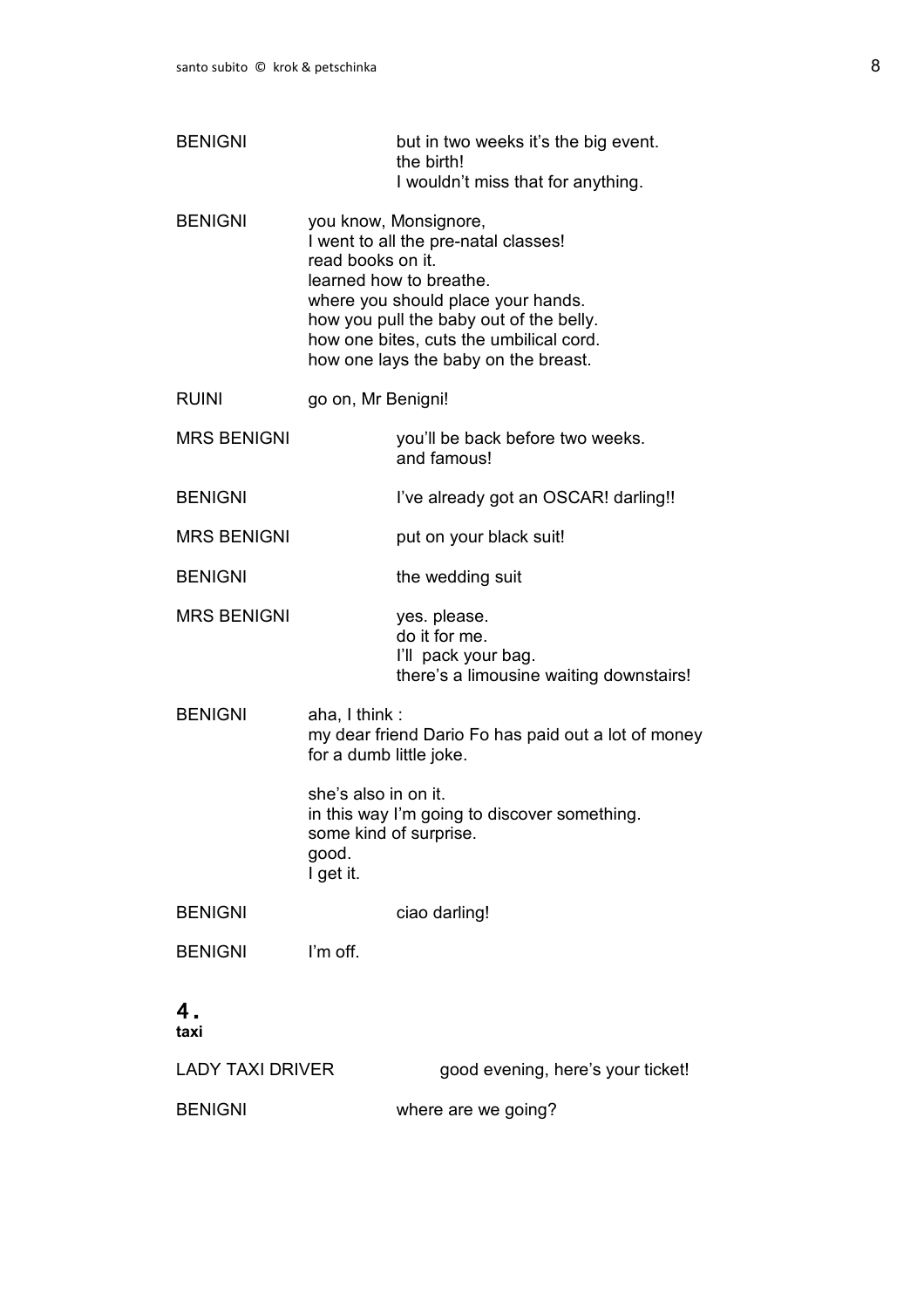BENIGNI
but in two weeks it's the big event.
the birth!
I wouldn't miss that for anything.

BENIGNI
you know, Monsignore,
I went to all the pre-natal classes!
read books on it.
learned how to breathe.
where you should place your hands.
how you pull the baby out of the belly.
how one bites, cuts the umbilical cord.
how one lays the baby on the breast.

RUINI
go on, Mr Benigni!

MRS BENIGNI
you'll be back before two weeks.
and famous!

BENIGNI
I've already got an OSCAR! darling!!

MRS BENIGNI
put on your black suit!

BENIGNI
the wedding suit

MRS BENIGNI
yes. please.
do it for me.
I'll pack your bag.
there's a limousine waiting downstairs!

BENIGNI
aha, I think :
my dear friend Dario Fo has paid out a lot of money
for a dumb little joke.

she's also in on it.
in this way I'm going to discover something.
some kind of surprise.
good.
I get it.

BENIGNI
ciao darling!

BENIGNI
I'm off.

## 4.
**taxi**

LADY TAXI DRIVER
good evening, here's your ticket!

BENIGNI
where are we going?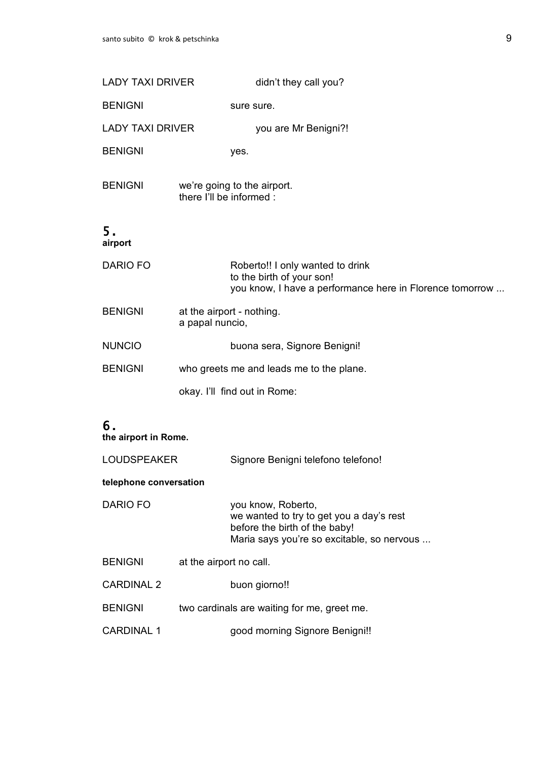LADY TAXI DRIVER didn't they call you?

BENIGNI sure sure.

LADY TAXI DRIVER you are Mr Benigni?!

BENIGNI yes.

BENIGNI we're going to the airport.
there I'll be informed :

## 5.
**airport**

DARIO FO Roberto!! I only wanted to drink
to the birth of your son!
you know, I have a performance here in Florence tomorrow ...

BENIGNI at the airport - nothing.
a papal nuncio,

NUNCIO buona sera, Signore Benigni!

BENIGNI who greets me and leads me to the plane.

okay. I'll find out in Rome:

## 6.
**the airport in Rome.**

LOUDSPEAKER Signore Benigni telefono telefono!

**telephone conversation**

DARIO FO you know, Roberto,
we wanted to try to get you a day's rest
before the birth of the baby!
Maria says you're so excitable, so nervous ...

BENIGNI at the airport no call.

CARDINAL 2 buon giorno!!

BENIGNI two cardinals are waiting for me, greet me.

CARDINAL 1 good morning Signore Benigni!!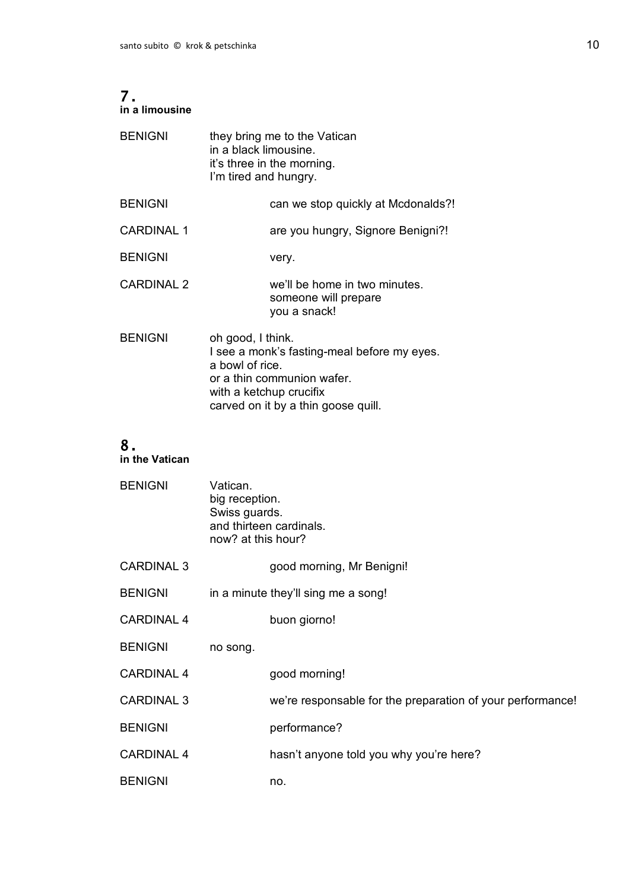## 7.
**in a limousine**

BENIGNI they bring me to the Vatican
in a black limousine.
it's three in the morning.
I'm tired and hungry.

BENIGNI can we stop quickly at Mcdonalds?!

CARDINAL 1 are you hungry, Signore Benigni?!

BENIGNI very.

CARDINAL 2 we'll be home in two minutes.
someone will prepare
you a snack!

BENIGNI oh good, I think.
I see a monk's fasting-meal before my eyes.
a bowl of rice.
or a thin communion wafer.
with a ketchup crucifix
carved on it by a thin goose quill.

## 8.
**in the Vatican**

BENIGNI Vatican.
big reception.
Swiss guards.
and thirteen cardinals.
now? at this hour?

CARDINAL 3 good morning, Mr Benigni!

BENIGNI in a minute they'll sing me a song!

CARDINAL 4 buon giorno!

BENIGNI no song.

CARDINAL 4 good morning!

CARDINAL 3 we're responsable for the preparation of your performance!

BENIGNI performance?

CARDINAL 4 hasn't anyone told you why you're here?

BENIGNI no.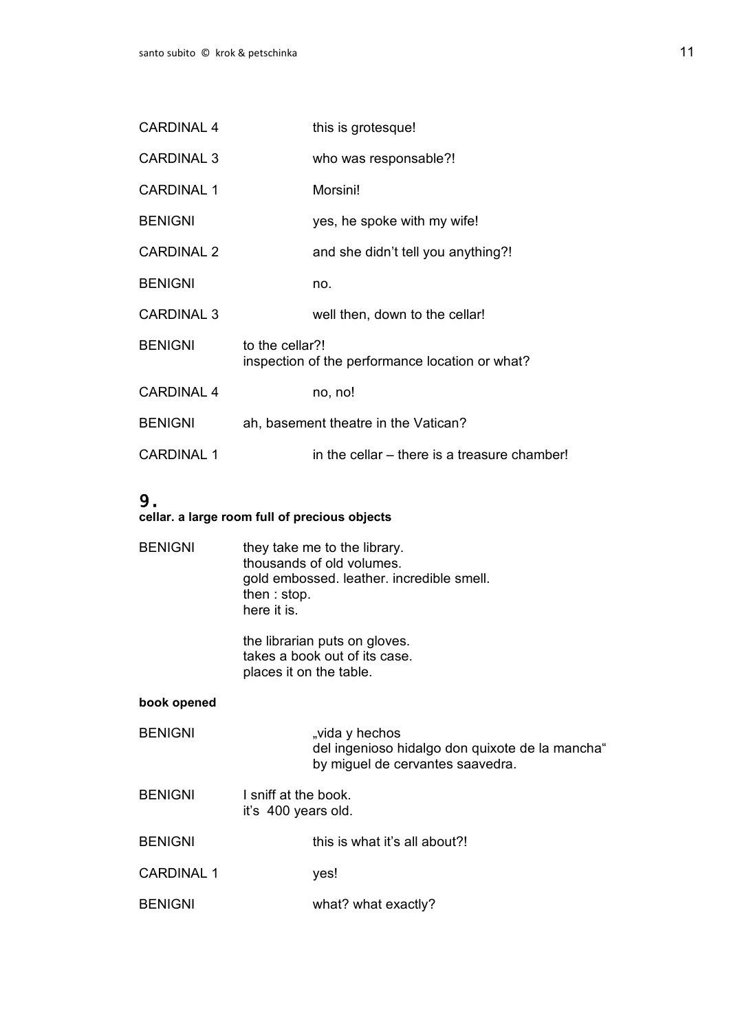CARDINAL 4 this is grotesque!

CARDINAL 3 who was responsable?!

CARDINAL 1 Morsini!

BENIGNI yes, he spoke with my wife!

CARDINAL 2 and she didn't tell you anything?!

BENIGNI no.

CARDINAL 3 well then, down to the cellar!

BENIGNI to the cellar?!
inspection of the performance location or what?

CARDINAL 4 no, no!

BENIGNI ah, basement theatre in the Vatican?

CARDINAL 1 in the cellar – there is a treasure chamber!

## 9.

**cellar. a large room full of precious objects**

BENIGNI they take me to the library.
thousands of old volumes.
gold embossed. leather. incredible smell.
then : stop.
here it is.

the librarian puts on gloves.
takes a book out of its case.
places it on the table.

**book opened**

BENIGNI „vida y hechos
del ingenioso hidalgo don quixote de la mancha"
by miguel de cervantes saavedra.

BENIGNI I sniff at the book.
it's 400 years old.

BENIGNI this is what it's all about?!

CARDINAL 1 yes!

BENIGNI what? what exactly?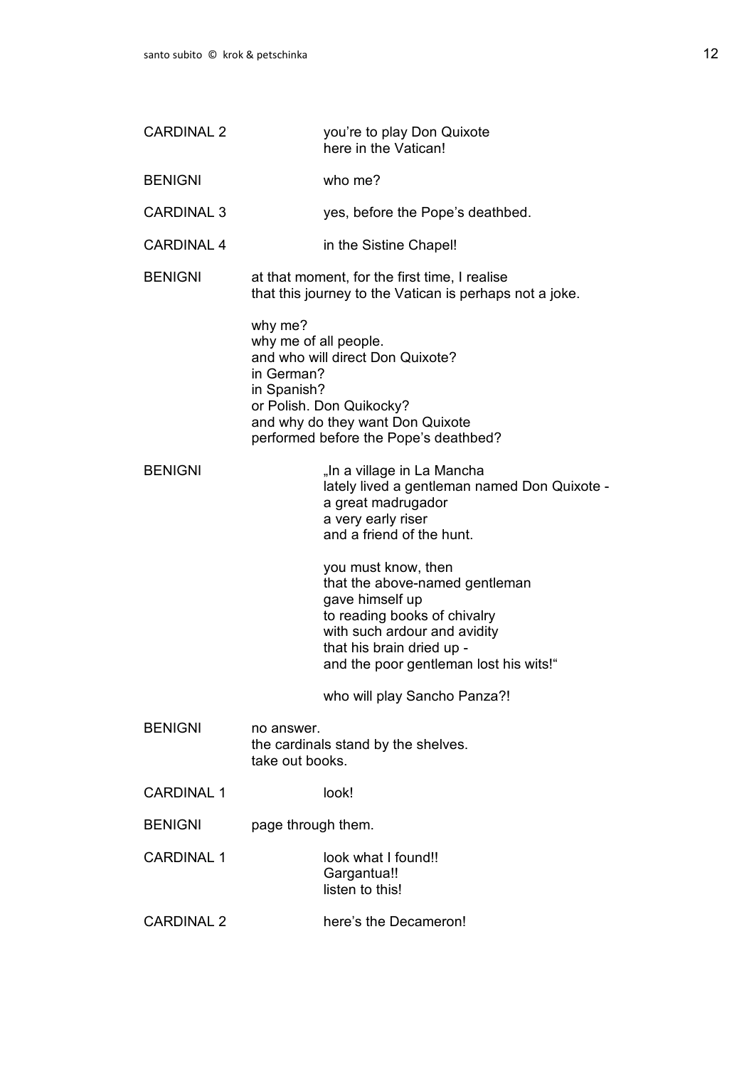CARDINAL 2 you're to play Don Quixote
here in the Vatican!

BENIGNI who me?

CARDINAL 3 yes, before the Pope's deathbed.

CARDINAL 4 in the Sistine Chapel!

BENIGNI at that moment, for the first time, I realise
that this journey to the Vatican is perhaps not a joke.

why me?
why me of all people.
and who will direct Don Quixote?
in German?
in Spanish?
or Polish. Don Quikocky?
and why do they want Don Quixote
performed before the Pope's deathbed?

BENIGNI „In a village in La Mancha
lately lived a gentleman named Don Quixote -
a great madrugador
a very early riser
and a friend of the hunt.

you must know, then
that the above-named gentleman
gave himself up
to reading books of chivalry
with such ardour and avidity
that his brain dried up -
and the poor gentleman lost his wits!"

who will play Sancho Panza?!

BENIGNI no answer.
the cardinals stand by the shelves.
take out books.

CARDINAL 1 look!

BENIGNI page through them.

CARDINAL 1 look what I found!!
Gargantua!!
listen to this!

CARDINAL 2 here's the Decameron!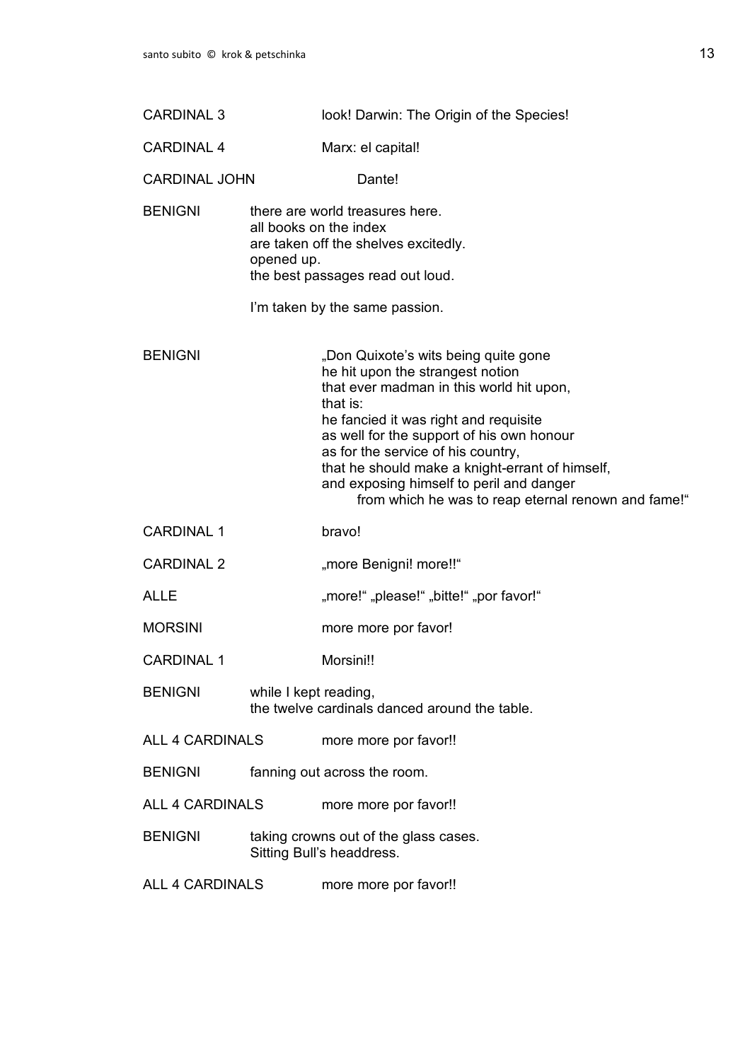CARDINAL 3 look! Darwin: The Origin of the Species!

CARDINAL 4 Marx: el capital!

CARDINAL JOHN Dante!

BENIGNI there are world treasures here.
all books on the index
are taken off the shelves excitedly.
opened up.
the best passages read out loud.

I'm taken by the same passion.

BENIGNI „Don Quixote's wits being quite gone
he hit upon the strangest notion
that ever madman in this world hit upon,
that is:
he fancied it was right and requisite
as well for the support of his own honour
as for the service of his country,
that he should make a knight-errant of himself,
and exposing himself to peril and danger
from which he was to reap eternal renown and fame!"

CARDINAL 1 bravo!

CARDINAL 2 „more Benigni! more!!"

ALLE „more!" „please!" „bitte!" „por favor!"

MORSINI more more por favor!

CARDINAL 1 Morsini!!

BENIGNI while I kept reading,
the twelve cardinals danced around the table.

ALL 4 CARDINALS more more por favor!!

BENIGNI fanning out across the room.

ALL 4 CARDINALS more more por favor!!

BENIGNI taking crowns out of the glass cases.
Sitting Bull's headdress.

ALL 4 CARDINALS more more por favor!!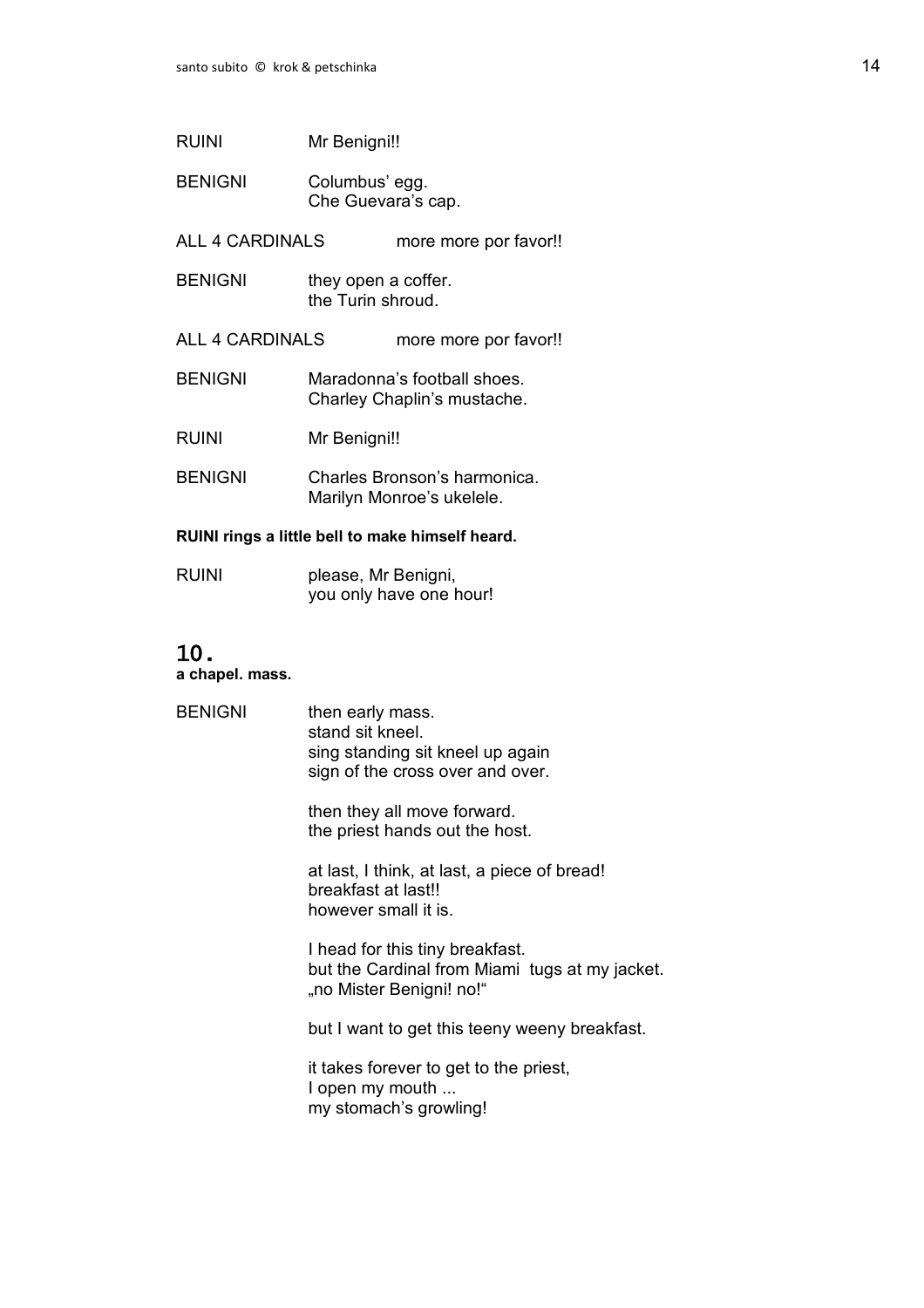RUINI Mr Benigni!!

BENIGNI Columbus' egg.
Che Guevara's cap.

ALL 4 CARDINALS more more por favor!!

BENIGNI they open a coffer.
the Turin shroud.

ALL 4 CARDINALS more more por favor!!

BENIGNI Maradonna's football shoes.
Charley Chaplin's mustache.

RUINI Mr Benigni!!

BENIGNI Charles Bronson's harmonica.
Marilyn Monroe's ukelele.

**RUINI rings a little bell to make himself heard.**

RUINI please, Mr Benigni,
you only have one hour!

## 10.

**a chapel. mass.**

BENIGNI then early mass.
stand sit kneel.
sing standing sit kneel up again
sign of the cross over and over.

then they all move forward.
the priest hands out the host.

at last, I think, at last, a piece of bread!
breakfast at last!!
however small it is.

I head for this tiny breakfast.
but the Cardinal from Miami tugs at my jacket.
„no Mister Benigni! no!"

but I want to get this teeny weeny breakfast.

it takes forever to get to the priest,
I open my mouth ...
my stomach's growling!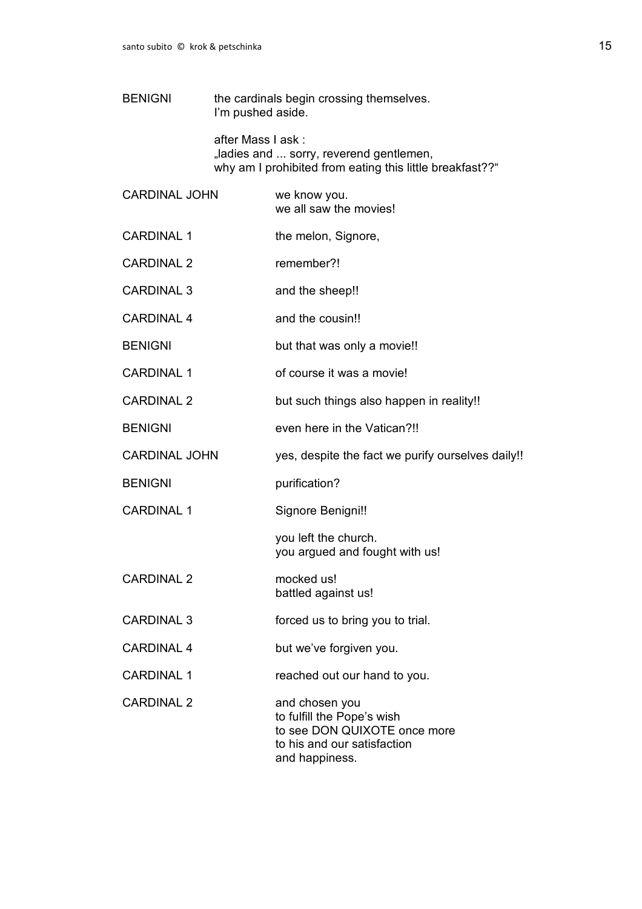BENIGNI the cardinals begin crossing themselves.
I'm pushed aside.

after Mass I ask :
„ladies and ... sorry, reverend gentlemen,
why am I prohibited from eating this little breakfast??"

CARDINAL JOHN we know you.
we all saw the movies!

CARDINAL 1 the melon, Signore,

CARDINAL 2 remember?!

CARDINAL 3 and the sheep!!

CARDINAL 4 and the cousin!!

BENIGNI but that was only a movie!!

CARDINAL 1 of course it was a movie!

CARDINAL 2 but such things also happen in reality!!

BENIGNI even here in the Vatican?!!

CARDINAL JOHN yes, despite the fact we purify ourselves daily!!

BENIGNI purification?

CARDINAL 1 Signore Benigni!!

you left the church.
you argued and fought with us!

CARDINAL 2 mocked us!
battled against us!

CARDINAL 3 forced us to bring you to trial.

CARDINAL 4 but we've forgiven you.

CARDINAL 1 reached out our hand to you.

CARDINAL 2 and chosen you
to fulfill the Pope's wish
to see DON QUIXOTE once more
to his and our satisfaction
and happiness.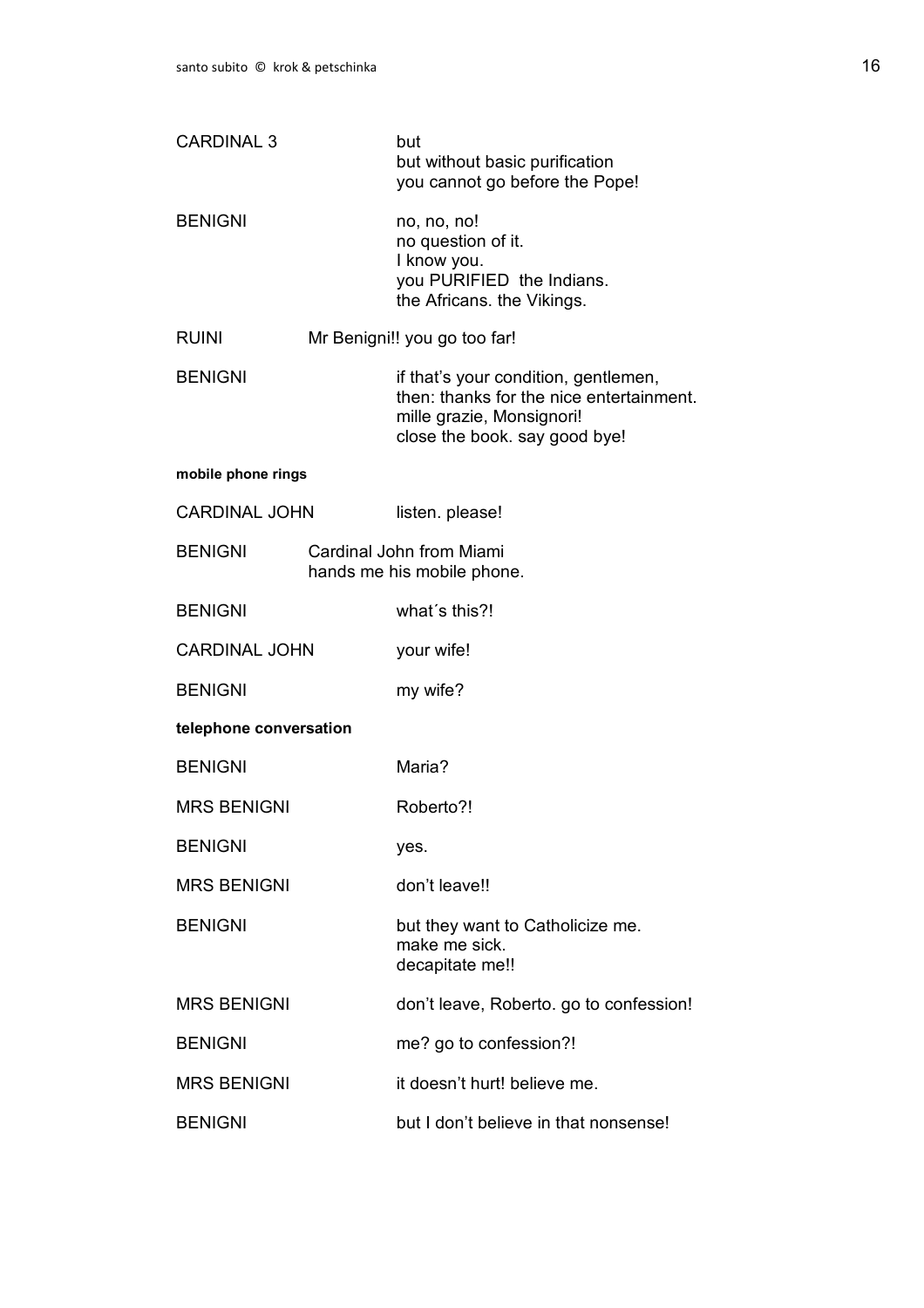CARDINAL 3 — but
but without basic purification
you cannot go before the Pope!

BENIGNI — no, no, no!
no question of it.
I know you.
you PURIFIED the Indians.
the Africans. the Vikings.

RUINI — Mr Benigni!! you go too far!

BENIGNI — if that's your condition, gentlemen,
then: thanks for the nice entertainment.
mille grazie, Monsignori!
close the book. say good bye!

**mobile phone rings**

CARDINAL JOHN — listen. please!

BENIGNI — Cardinal John from Miami
hands me his mobile phone.

BENIGNI — what´s this?!

CARDINAL JOHN — your wife!

BENIGNI — my wife?

**telephone conversation**

BENIGNI — Maria?

MRS BENIGNI — Roberto?!

BENIGNI — yes.

MRS BENIGNI — don't leave!!

BENIGNI — but they want to Catholicize me.
make me sick.
decapitate me!!

MRS BENIGNI — don't leave, Roberto. go to confession!

BENIGNI — me? go to confession?!

MRS BENIGNI — it doesn't hurt! believe me.

BENIGNI — but I don't believe in that nonsense!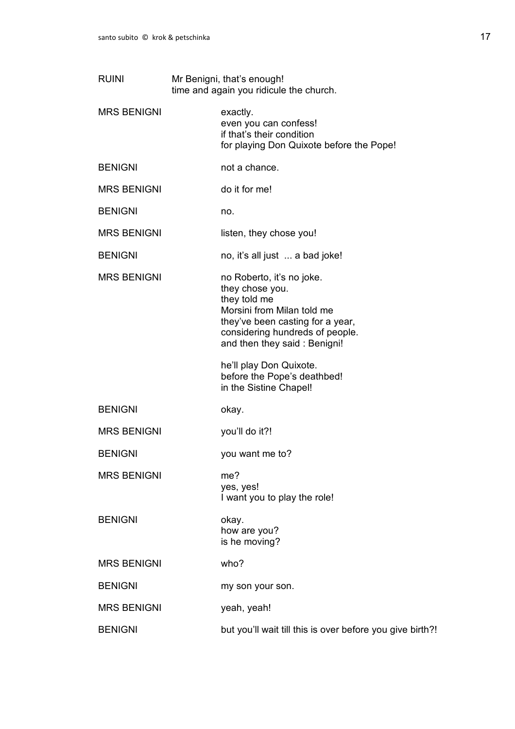RUINI Mr Benigni, that's enough!
time and again you ridicule the church.

MRS BENIGNI exactly.
even you can confess!
if that's their condition
for playing Don Quixote before the Pope!

BENIGNI not a chance.

MRS BENIGNI do it for me!

BENIGNI no.

MRS BENIGNI listen, they chose you!

BENIGNI no, it's all just ... a bad joke!

MRS BENIGNI no Roberto, it's no joke.
they chose you.
they told me
Morsini from Milan told me
they've been casting for a year,
considering hundreds of people.
and then they said : Benigni!

he'll play Don Quixote.
before the Pope's deathbed!
in the Sistine Chapel!

BENIGNI okay.

MRS BENIGNI you'll do it?!

BENIGNI you want me to?

MRS BENIGNI me?
yes, yes!
I want you to play the role!

BENIGNI okay.
how are you?
is he moving?

MRS BENIGNI who?

BENIGNI my son your son.

MRS BENIGNI yeah, yeah!

BENIGNI but you'll wait till this is over before you give birth?!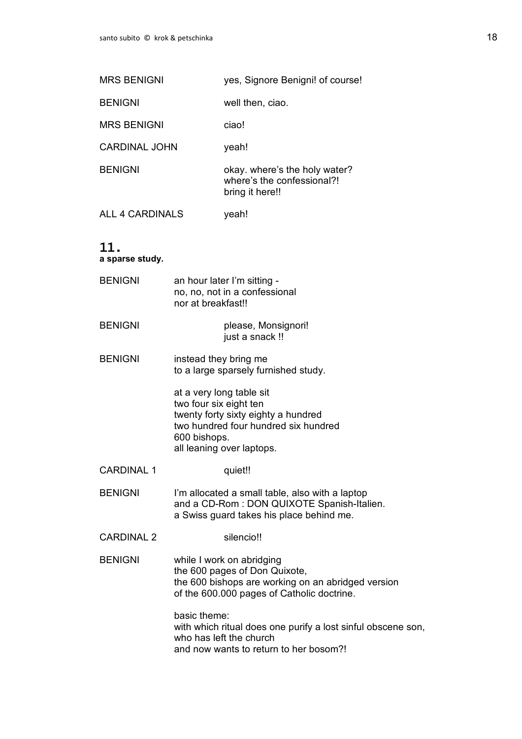| | |
|---|---|
| MRS BENIGNI | yes, Signore Benigni! of course! |
| BENIGNI | well then, ciao. |
| MRS BENIGNI | ciao! |
| CARDINAL JOHN | yeah! |
| BENIGNI | okay. where's the holy water?<br>where's the confessional?!<br>bring it here!! |
| ALL 4 CARDINALS | yeah! |

## 11.

**a sparse study.**

BENIGNI　　an hour later I'm sitting -
no, no, not in a confessional
nor at breakfast!!

BENIGNI　　　　please, Monsignori!
just a snack !!

BENIGNI　　instead they bring me
to a large sparsely furnished study.

at a very long table sit
two four six eight ten
twenty forty sixty eighty a hundred
two hundred four hundred six hundred
600 bishops.
all leaning over laptops.

CARDINAL 1　　　　quiet!!

BENIGNI　　I'm allocated a small table, also with a laptop
and a CD-Rom : DON QUIXOTE Spanish-Italien.
a Swiss guard takes his place behind me.

CARDINAL 2　　　　silencio!!

BENIGNI　　while I work on abridging
the 600 pages of Don Quixote,
the 600 bishops are working on an abridged version
of the 600.000 pages of Catholic doctrine.

basic theme:
with which ritual does one purify a lost sinful obscene son,
who has left the church
and now wants to return to her bosom?!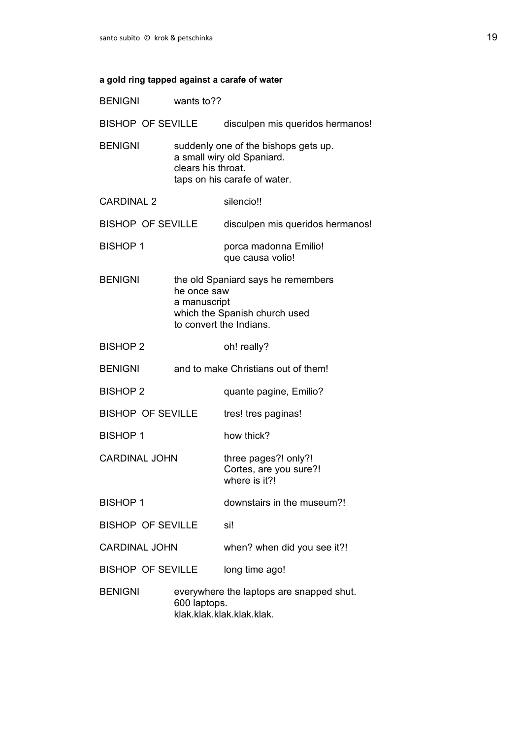**a gold ring tapped against a carafe of water**

BENIGNI wants to??

BISHOP OF SEVILLE disculpen mis queridos hermanos!

BENIGNI suddenly one of the bishops gets up.
a small wiry old Spaniard.
clears his throat.
taps on his carafe of water.

CARDINAL 2 silencio!!

BISHOP OF SEVILLE disculpen mis queridos hermanos!

BISHOP 1 porca madonna Emilio!
que causa volio!

BENIGNI the old Spaniard says he remembers
he once saw
a manuscript
which the Spanish church used
to convert the Indians.

BISHOP 2 oh! really?

BENIGNI and to make Christians out of them!

BISHOP 2 quante pagine, Emilio?

BISHOP OF SEVILLE tres! tres paginas!

BISHOP 1 how thick?

CARDINAL JOHN three pages?! only?!
Cortes, are you sure?!
where is it?!

BISHOP 1 downstairs in the museum?!

BISHOP OF SEVILLE si!

CARDINAL JOHN when? when did you see it?!

BISHOP OF SEVILLE long time ago!

BENIGNI everywhere the laptops are snapped shut.
600 laptops.
klak.klak.klak.klak.klak.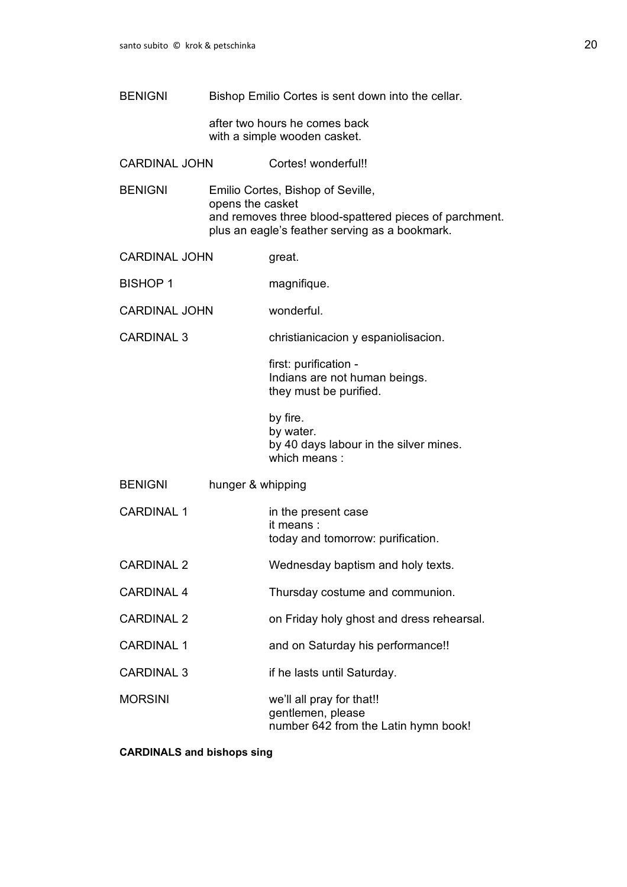BENIGNI Bishop Emilio Cortes is sent down into the cellar.

after two hours he comes back
with a simple wooden casket.

CARDINAL JOHN Cortes! wonderful!!

BENIGNI Emilio Cortes, Bishop of Seville,
opens the casket
and removes three blood-spattered pieces of parchment.
plus an eagle's feather serving as a bookmark.

CARDINAL JOHN great.

BISHOP 1 magnifique.

CARDINAL JOHN wonderful.

CARDINAL 3 christianicacion y espaniolisacion.

first: purification -
Indians are not human beings.
they must be purified.

by fire.
by water.
by 40 days labour in the silver mines.
which means :

BENIGNI hunger & whipping

CARDINAL 1 in the present case
it means :
today and tomorrow: purification.

CARDINAL 2 Wednesday baptism and holy texts.

CARDINAL 4 Thursday costume and communion.

CARDINAL 2 on Friday holy ghost and dress rehearsal.

CARDINAL 1 and on Saturday his performance!!

CARDINAL 3 if he lasts until Saturday.

MORSINI we'll all pray for that!!
gentlemen, please
number 642 from the Latin hymn book!

**CARDINALS and bishops sing**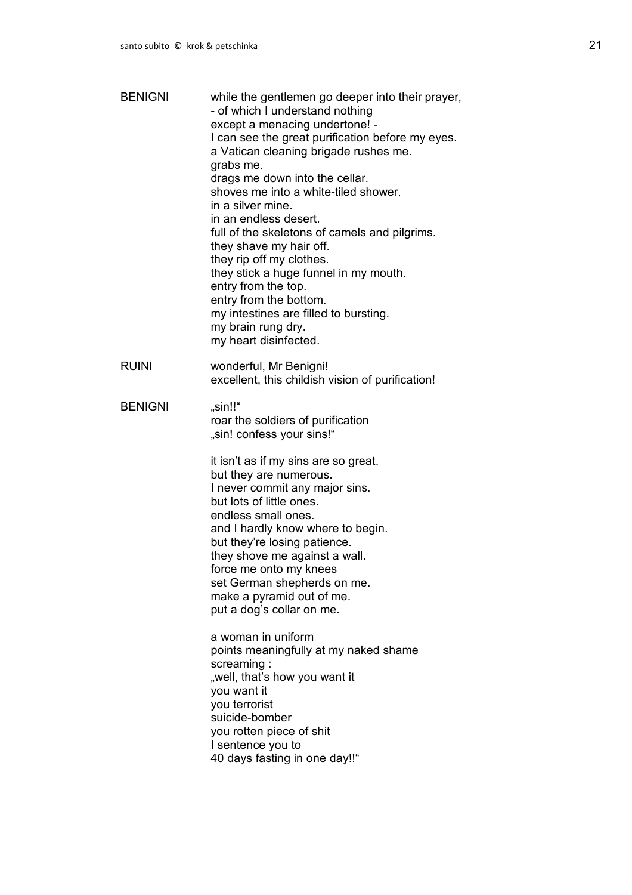BENIGNI while the gentlemen go deeper into their prayer,
- of which I understand nothing
except a menacing undertone! -
I can see the great purification before my eyes.
a Vatican cleaning brigade rushes me.
grabs me.
drags me down into the cellar.
shoves me into a white-tiled shower.
in a silver mine.
in an endless desert.
full of the skeletons of camels and pilgrims.
they shave my hair off.
they rip off my clothes.
they stick a huge funnel in my mouth.
entry from the top.
entry from the bottom.
my intestines are filled to bursting.
my brain rung dry.
my heart disinfected.

RUINI wonderful, Mr Benigni!
excellent, this childish vision of purification!

BENIGNI „sin!!"
roar the soldiers of purification
„sin! confess your sins!"

it isn't as if my sins are so great.
but they are numerous.
I never commit any major sins.
but lots of little ones.
endless small ones.
and I hardly know where to begin.
but they're losing patience.
they shove me against a wall.
force me onto my knees
set German shepherds on me.
make a pyramid out of me.
put a dog's collar on me.

a woman in uniform
points meaningfully at my naked shame
screaming :
„well, that's how you want it
you want it
you terrorist
suicide-bomber
you rotten piece of shit
I sentence you to
40 days fasting in one day!!"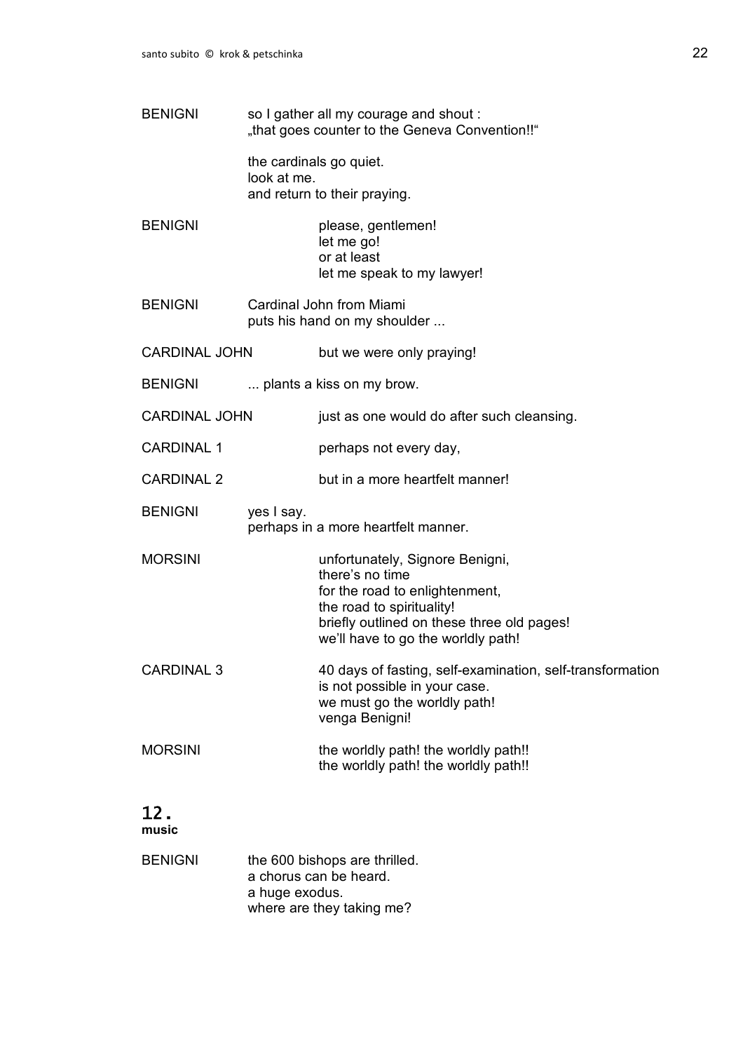BENIGNI so I gather all my courage and shout :
„that goes counter to the Geneva Convention!!"

the cardinals go quiet.
look at me.
and return to their praying.

BENIGNI please, gentlemen!
let me go!
or at least
let me speak to my lawyer!

BENIGNI Cardinal John from Miami
puts his hand on my shoulder ...

CARDINAL JOHN but we were only praying!

BENIGNI ... plants a kiss on my brow.

CARDINAL JOHN just as one would do after such cleansing.

CARDINAL 1 perhaps not every day,

CARDINAL 2 but in a more heartfelt manner!

BENIGNI yes I say.
perhaps in a more heartfelt manner.

MORSINI unfortunately, Signore Benigni,
there's no time
for the road to enlightenment,
the road to spirituality!
briefly outlined on these three old pages!
we'll have to go the worldly path!

CARDINAL 3 40 days of fasting, self-examination, self-transformation
is not possible in your case.
we must go the worldly path!
venga Benigni!

MORSINI the worldly path! the worldly path!!
the worldly path! the worldly path!!

## 12.
**music**

BENIGNI the 600 bishops are thrilled.
a chorus can be heard.
a huge exodus.
where are they taking me?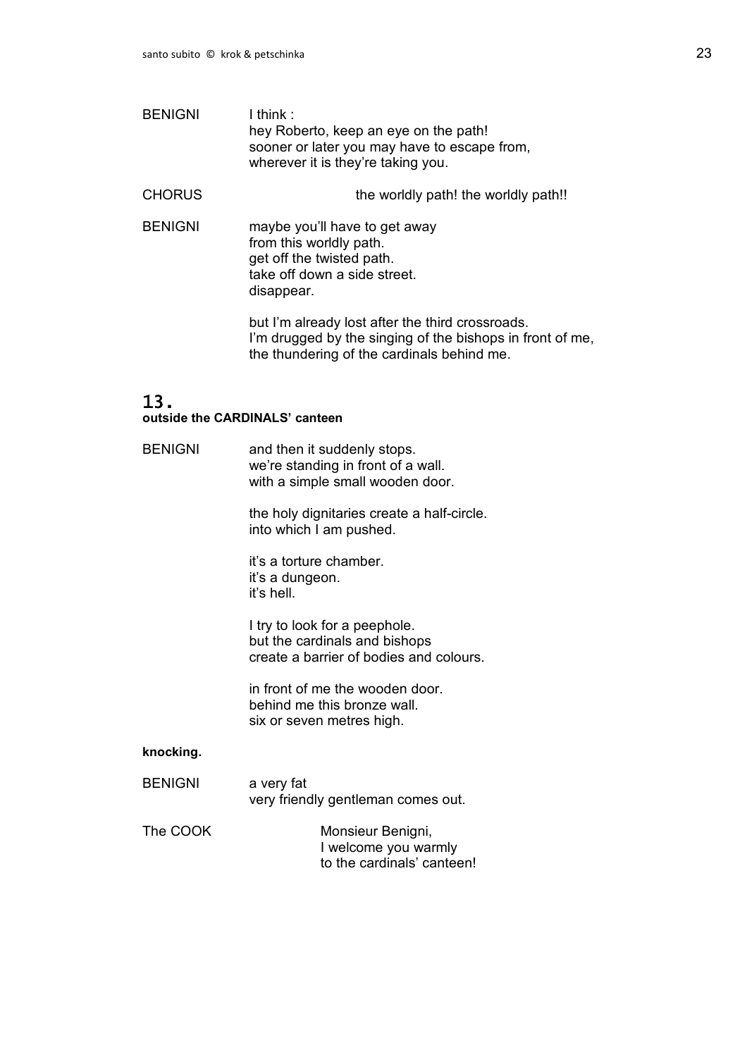BENIGNI I think :
hey Roberto, keep an eye on the path!
sooner or later you may have to escape from,
wherever it is they're taking you.

CHORUS the worldly path! the worldly path!!

BENIGNI maybe you'll have to get away
from this worldly path.
get off the twisted path.
take off down a side street.
disappear.

but I'm already lost after the third crossroads.
I'm drugged by the singing of the bishops in front of me,
the thundering of the cardinals behind me.

## 13.

**outside the CARDINALS' canteen**

BENIGNI and then it suddenly stops.
we're standing in front of a wall.
with a simple small wooden door.

the holy dignitaries create a half-circle.
into which I am pushed.

it's a torture chamber.
it's a dungeon.
it's hell.

I try to look for a peephole.
but the cardinals and bishops
create a barrier of bodies and colours.

in front of me the wooden door.
behind me this bronze wall.
six or seven metres high.

**knocking.**

BENIGNI a very fat
very friendly gentleman comes out.

The COOK Monsieur Benigni,
I welcome you warmly
to the cardinals' canteen!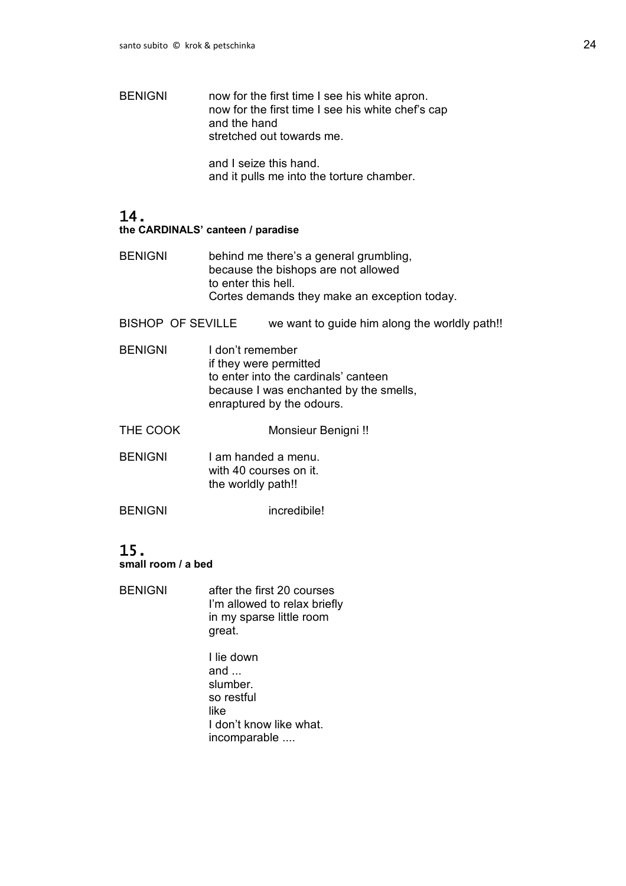BENIGNI now for the first time I see his white apron.
now for the first time I see his white chef's cap
and the hand
stretched out towards me.

and I seize this hand.
and it pulls me into the torture chamber.

## 14.
**the CARDINALS' canteen / paradise**

BENIGNI behind me there's a general grumbling,
because the bishops are not allowed
to enter this hell.
Cortes demands they make an exception today.

BISHOP OF SEVILLE we want to guide him along the worldly path!!

BENIGNI I don't remember
if they were permitted
to enter into the cardinals' canteen
because I was enchanted by the smells,
enraptured by the odours.

THE COOK Monsieur Benigni !!

BENIGNI I am handed a menu.
with 40 courses on it.
the worldly path!!

BENIGNI incredibile!

## 15.
**small room / a bed**

BENIGNI after the first 20 courses
I'm allowed to relax briefly
in my sparse little room
great.

I lie down
and ...
slumber.
so restful
like
I don't know like what.
incomparable ....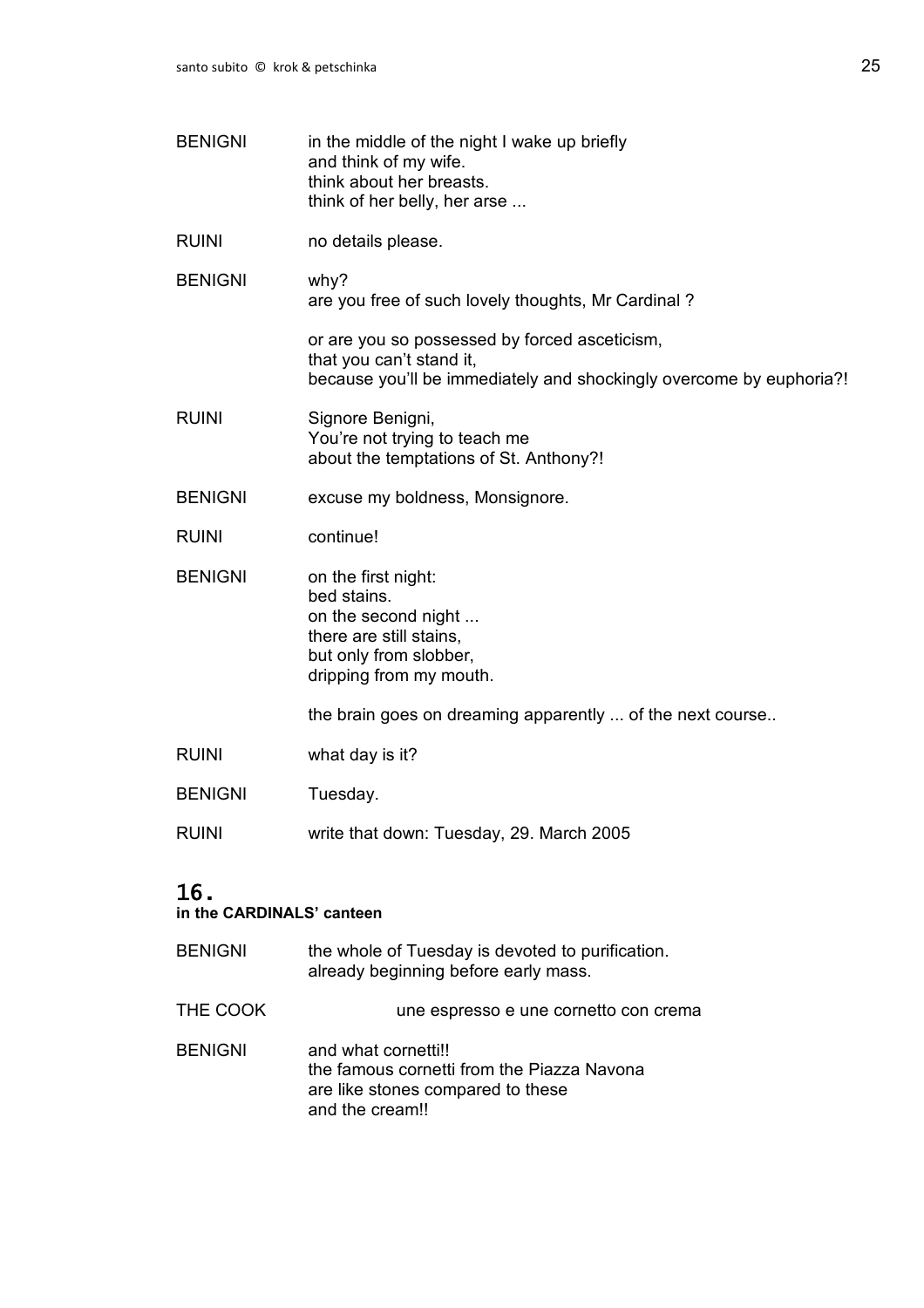BENIGNI in the middle of the night I wake up briefly
and think of my wife.
think about her breasts.
think of her belly, her arse ...

RUINI no details please.

BENIGNI why?
are you free of such lovely thoughts, Mr Cardinal ?

or are you so possessed by forced asceticism,
that you can't stand it,
because you'll be immediately and shockingly overcome by euphoria?!

RUINI Signore Benigni,
You're not trying to teach me
about the temptations of St. Anthony?!

BENIGNI excuse my boldness, Monsignore.

RUINI continue!

BENIGNI on the first night:
bed stains.
on the second night ...
there are still stains,
but only from slobber,
dripping from my mouth.

the brain goes on dreaming apparently ... of the next course..

RUINI what day is it?

BENIGNI Tuesday.

RUINI write that down: Tuesday, 29. March 2005

## 16.

**in the CARDINALS' canteen**

BENIGNI the whole of Tuesday is devoted to purification.
already beginning before early mass.

THE COOK une espresso e une cornetto con crema

BENIGNI and what cornetti!!
the famous cornetti from the Piazza Navona
are like stones compared to these
and the cream!!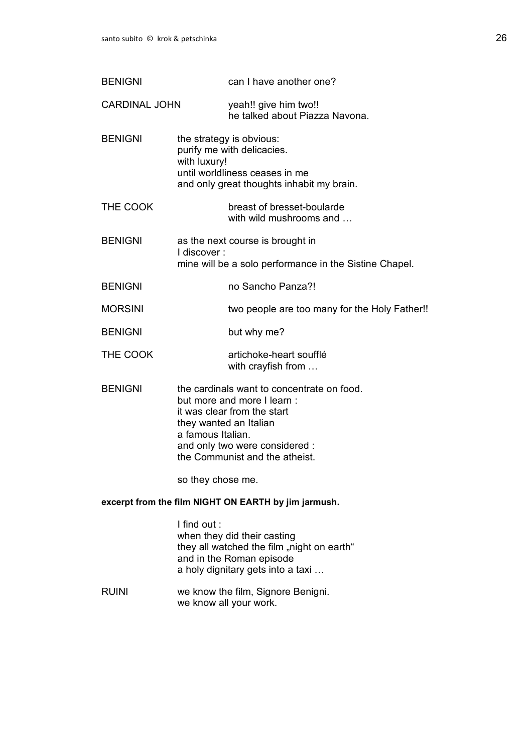BENIGNI can I have another one?

CARDINAL JOHN yeah!! give him two!!
he talked about Piazza Navona.

BENIGNI the strategy is obvious:
purify me with delicacies.
with luxury!
until worldliness ceases in me
and only great thoughts inhabit my brain.

THE COOK breast of bresset-boularde
with wild mushrooms and …

BENIGNI as the next course is brought in
I discover :
mine will be a solo performance in the Sistine Chapel.

BENIGNI no Sancho Panza?!

MORSINI two people are too many for the Holy Father!!

BENIGNI but why me?

THE COOK artichoke-heart soufflé
with crayfish from …

BENIGNI the cardinals want to concentrate on food.
but more and more I learn :
it was clear from the start
they wanted an Italian
a famous Italian.
and only two were considered :
the Communist and the atheist.

so they chose me.

**excerpt from the film NIGHT ON EARTH by jim jarmush.**

I find out :
when they did their casting
they all watched the film „night on earth“
and in the Roman episode
a holy dignitary gets into a taxi …

RUINI we know the film, Signore Benigni.
we know all your work.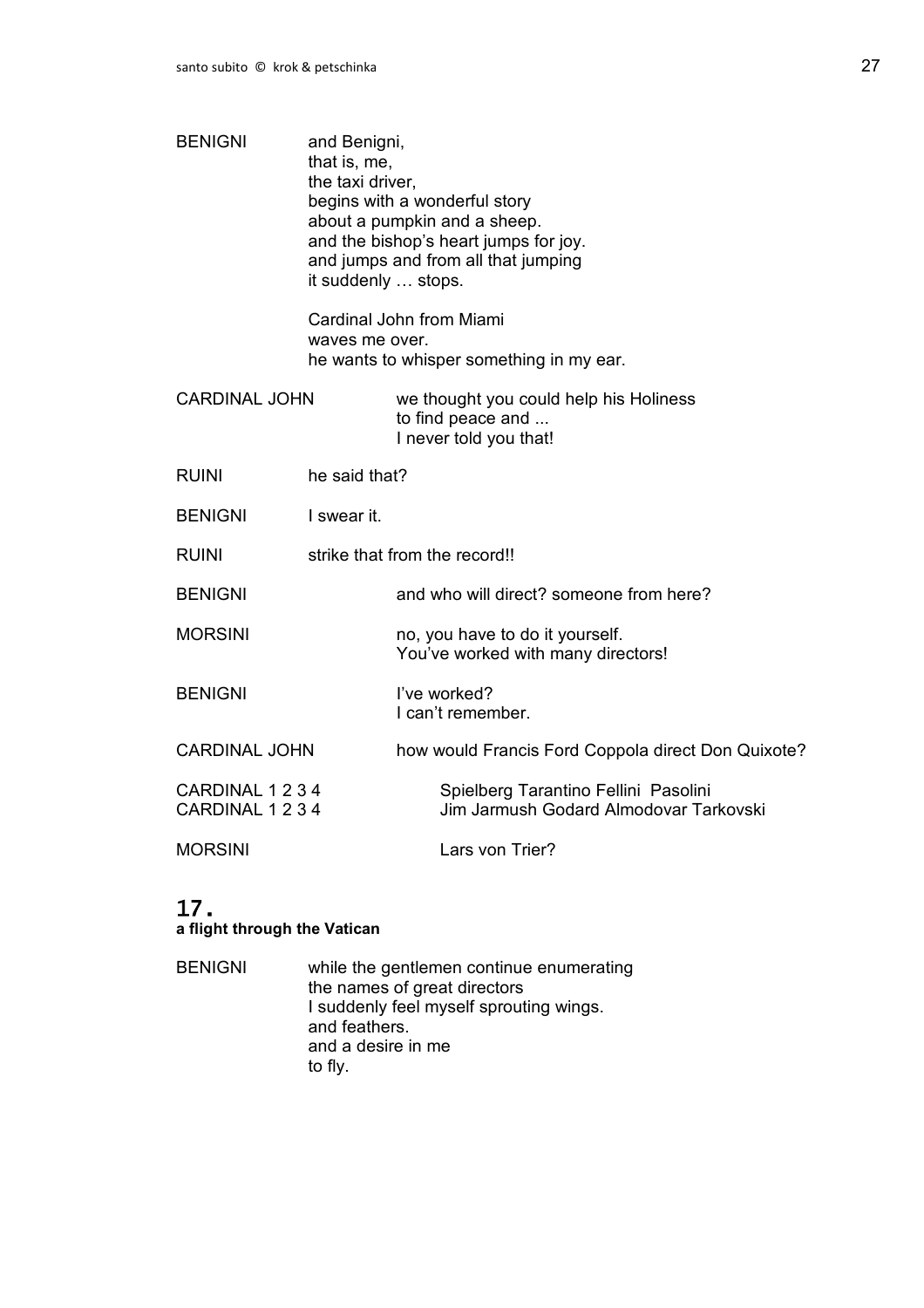BENIGNI and Benigni,
that is, me,
the taxi driver,
begins with a wonderful story
about a pumpkin and a sheep.
and the bishop's heart jumps for joy.
and jumps and from all that jumping
it suddenly … stops.

Cardinal John from Miami
waves me over.
he wants to whisper something in my ear.

CARDINAL JOHN we thought you could help his Holiness
to find peace and ...
I never told you that!

RUINI he said that?

BENIGNI I swear it.

RUINI strike that from the record!!

BENIGNI and who will direct? someone from here?

MORSINI no, you have to do it yourself.
You've worked with many directors!

BENIGNI I've worked?
I can't remember.

CARDINAL JOHN how would Francis Ford Coppola direct Don Quixote?

CARDINAL 1 2 3 4 Spielberg Tarantino Fellini Pasolini
CARDINAL 1 2 3 4 Jim Jarmush Godard Almodovar Tarkovski

MORSINI Lars von Trier?

## 17.

**a flight through the Vatican**

BENIGNI while the gentlemen continue enumerating
the names of great directors
I suddenly feel myself sprouting wings.
and feathers.
and a desire in me
to fly.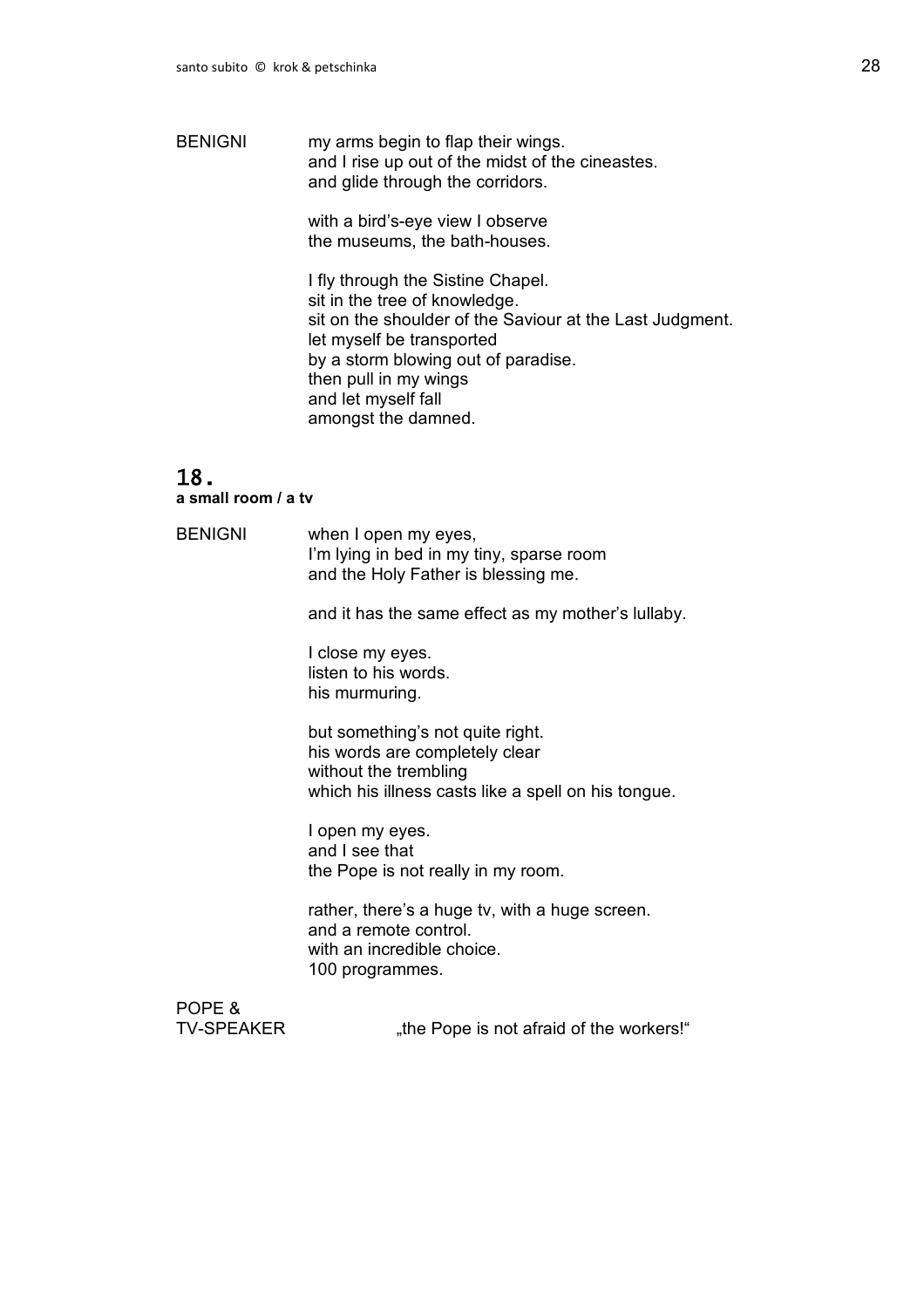BENIGNI	my arms begin to flap their wings.
and I rise up out of the midst of the cineastes.
and glide through the corridors.

with a bird's-eye view I observe
the museums, the bath-houses.

I fly through the Sistine Chapel.
sit in the tree of knowledge.
sit on the shoulder of the Saviour at the Last Judgment.
let myself be transported
by a storm blowing out of paradise.
then pull in my wings
and let myself fall
amongst the damned.

## 18.

**a small room / a tv**

BENIGNI	when I open my eyes,
I'm lying in bed in my tiny, sparse room
and the Holy Father is blessing me.

and it has the same effect as my mother's lullaby.

I close my eyes.
listen to his words.
his murmuring.

but something's not quite right.
his words are completely clear
without the trembling
which his illness casts like a spell on his tongue.

I open my eyes.
and I see that
the Pope is not really in my room.

rather, there's a huge tv, with a huge screen.
and a remote control.
with an incredible choice.
100 programmes.

POPE &
TV-SPEAKER	„the Pope is not afraid of the workers!"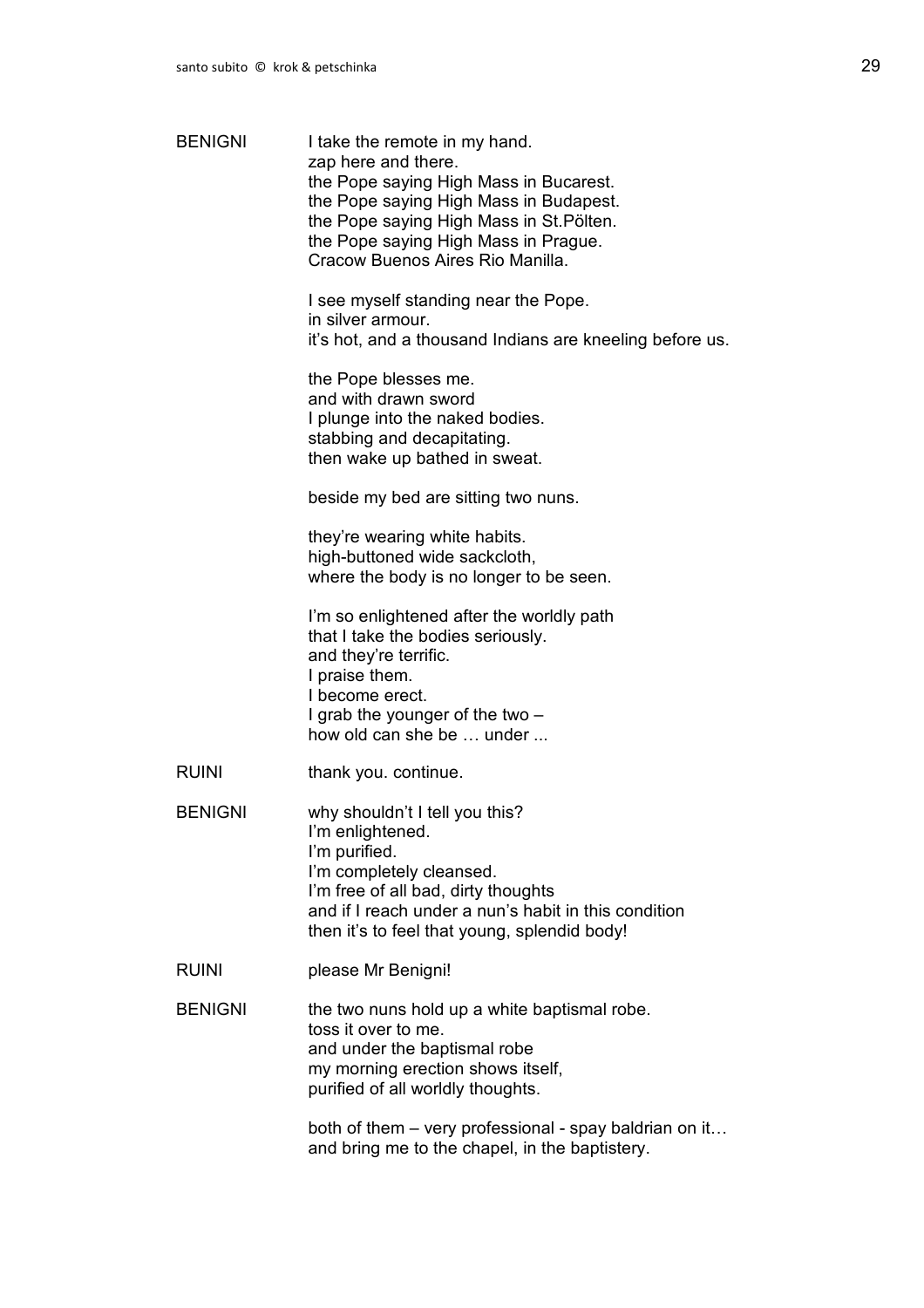BENIGNI	I take the remote in my hand.
zap here and there.
the Pope saying High Mass in Bucarest.
the Pope saying High Mass in Budapest.
the Pope saying High Mass in St.Pölten.
the Pope saying High Mass in Prague.
Cracow Buenos Aires Rio Manilla.

I see myself standing near the Pope.
in silver armour.
it's hot, and a thousand Indians are kneeling before us.

the Pope blesses me.
and with drawn sword
I plunge into the naked bodies.
stabbing and decapitating.
then wake up bathed in sweat.

beside my bed are sitting two nuns.

they're wearing white habits.
high-buttoned wide sackcloth,
where the body is no longer to be seen.

I'm so enlightened after the worldly path
that I take the bodies seriously.
and they're terrific.
I praise them.
I become erect.
I grab the younger of the two –
how old can she be … under ...

RUINI	thank you. continue.

BENIGNI	why shouldn't I tell you this?
I'm enlightened.
I'm purified.
I'm completely cleansed.
I'm free of all bad, dirty thoughts
and if I reach under a nun's habit in this condition
then it's to feel that young, splendid body!

RUINI	please Mr Benigni!

BENIGNI	the two nuns hold up a white baptismal robe.
toss it over to me.
and under the baptismal robe
my morning erection shows itself,
purified of all worldly thoughts.

both of them – very professional - spay baldrian on it…
and bring me to the chapel, in the baptistery.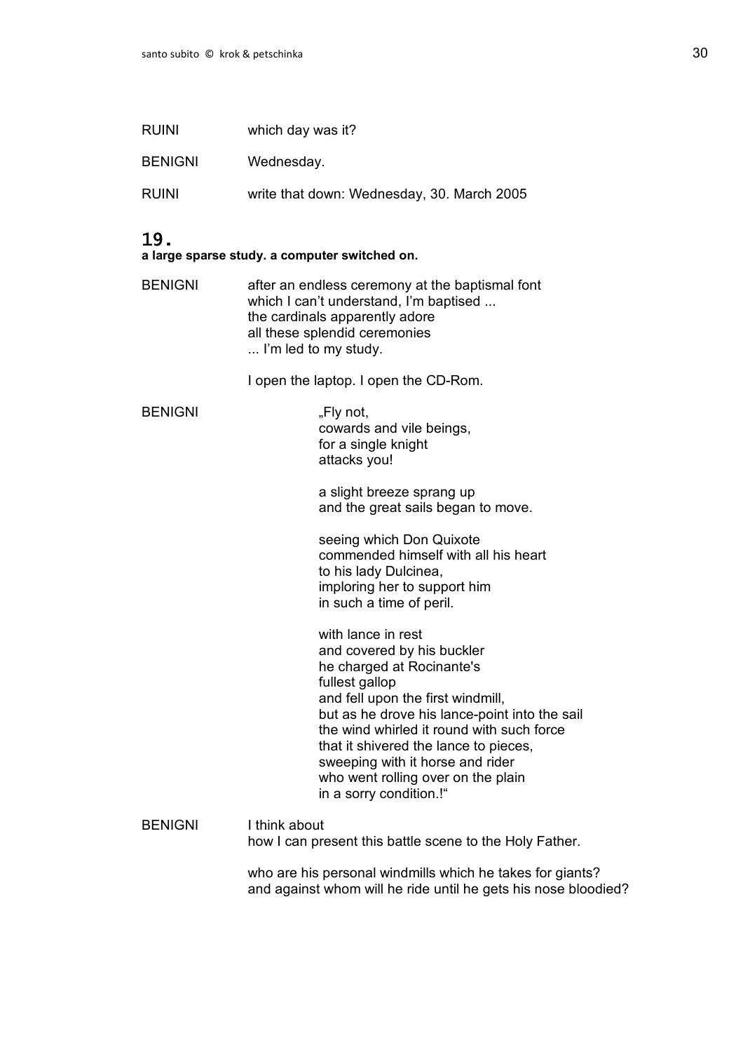RUINI which day was it?

BENIGNI Wednesday.

RUINI write that down: Wednesday, 30. March 2005

## 19.

**a large sparse study. a computer switched on.**

BENIGNI after an endless ceremony at the baptismal font
which I can't understand, I'm baptised ...
the cardinals apparently adore
all these splendid ceremonies
... I'm led to my study.

I open the laptop. I open the CD-Rom.

BENIGNI „Fly not,
cowards and vile beings,
for a single knight
attacks you!

a slight breeze sprang up
and the great sails began to move.

seeing which Don Quixote
commended himself with all his heart
to his lady Dulcinea,
imploring her to support him
in such a time of peril.

with lance in rest
and covered by his buckler
he charged at Rocinante's
fullest gallop
and fell upon the first windmill,
but as he drove his lance-point into the sail
the wind whirled it round with such force
that it shivered the lance to pieces,
sweeping with it horse and rider
who went rolling over on the plain
in a sorry condition.!"

BENIGNI I think about
how I can present this battle scene to the Holy Father.

who are his personal windmills which he takes for giants?
and against whom will he ride until he gets his nose bloodied?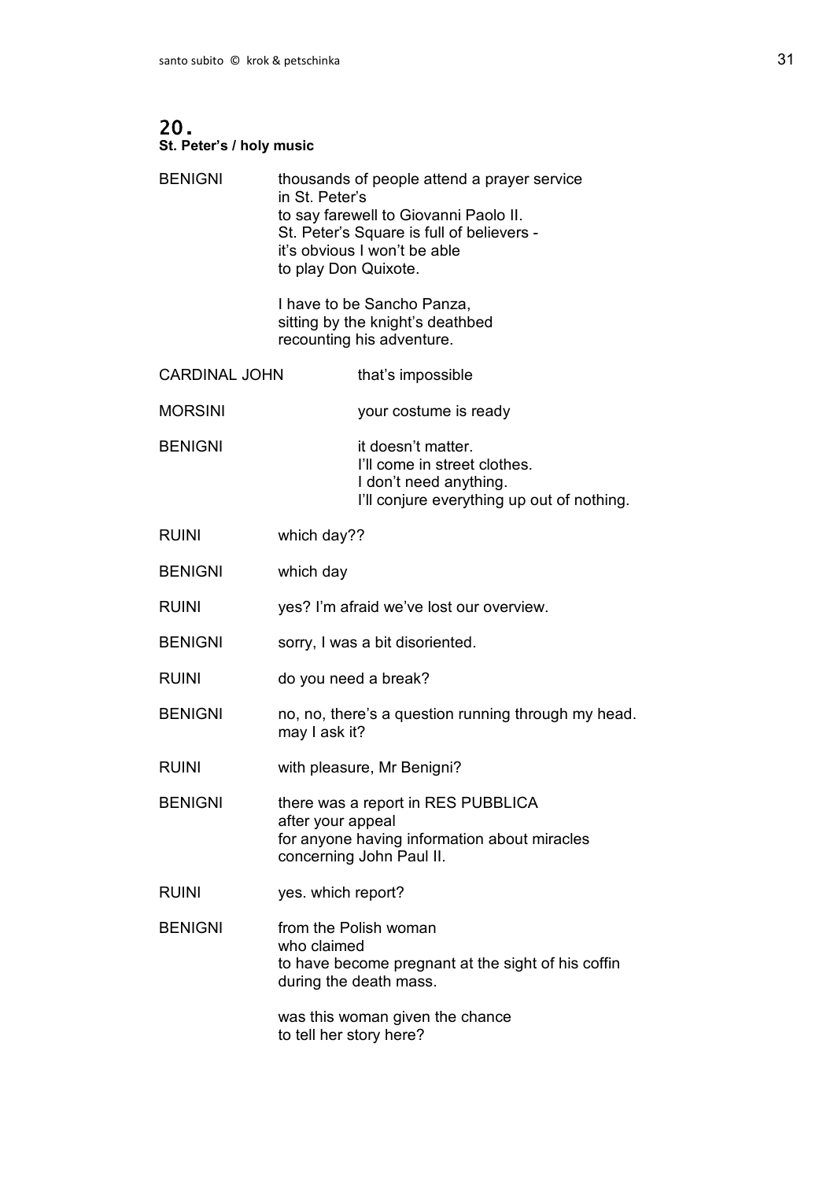## 20.

**St. Peter's / holy music**

| | |
|---|---|
| BENIGNI | thousands of people attend a prayer service<br>in St. Peter's<br>to say farewell to Giovanni Paolo II.<br>St. Peter's Square is full of believers -<br>it's obvious I won't be able<br>to play Don Quixote.<br><br>I have to be Sancho Panza,<br>sitting by the knight's deathbed<br>recounting his adventure. |
| CARDINAL JOHN | that's impossible |
| MORSINI | your costume is ready |
| BENIGNI | it doesn't matter.<br>I'll come in street clothes.<br>I don't need anything.<br>I'll conjure everything up out of nothing. |
| RUINI | which day?? |
| BENIGNI | which day |
| RUINI | yes? I'm afraid we've lost our overview. |
| BENIGNI | sorry, I was a bit disoriented. |
| RUINI | do you need a break? |
| BENIGNI | no, no, there's a question running through my head.<br>may I ask it? |
| RUINI | with pleasure, Mr Benigni? |
| BENIGNI | there was a report in RES PUBBLICA<br>after your appeal<br>for anyone having information about miracles<br>concerning John Paul II. |
| RUINI | yes. which report? |
| BENIGNI | from the Polish woman<br>who claimed<br>to have become pregnant at the sight of his coffin<br>during the death mass.<br><br>was this woman given the chance<br>to tell her story here? |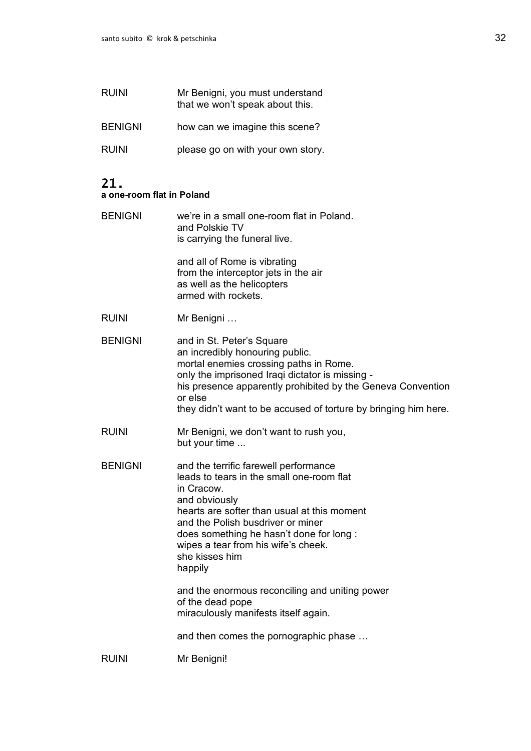RUINI Mr Benigni, you must understand
that we won't speak about this.

BENIGNI how can we imagine this scene?

RUINI please go on with your own story.

## 21.

**a one-room flat in Poland**

BENIGNI we're in a small one-room flat in Poland.
and Polskie TV
is carrying the funeral live.

and all of Rome is vibrating
from the interceptor jets in the air
as well as the helicopters
armed with rockets.

RUINI Mr Benigni …

BENIGNI and in St. Peter's Square
an incredibly honouring public.
mortal enemies crossing paths in Rome.
only the imprisoned Iraqi dictator is missing -
his presence apparently prohibited by the Geneva Convention
or else
they didn't want to be accused of torture by bringing him here.

RUINI Mr Benigni, we don't want to rush you,
but your time ...

BENIGNI and the terrific farewell performance
leads to tears in the small one-room flat
in Cracow.
and obviously
hearts are softer than usual at this moment
and the Polish busdriver or miner
does something he hasn't done for long :
wipes a tear from his wife's cheek.
she kisses him
happily

and the enormous reconciling and uniting power
of the dead pope
miraculously manifests itself again.

and then comes the pornographic phase …

RUINI Mr Benigni!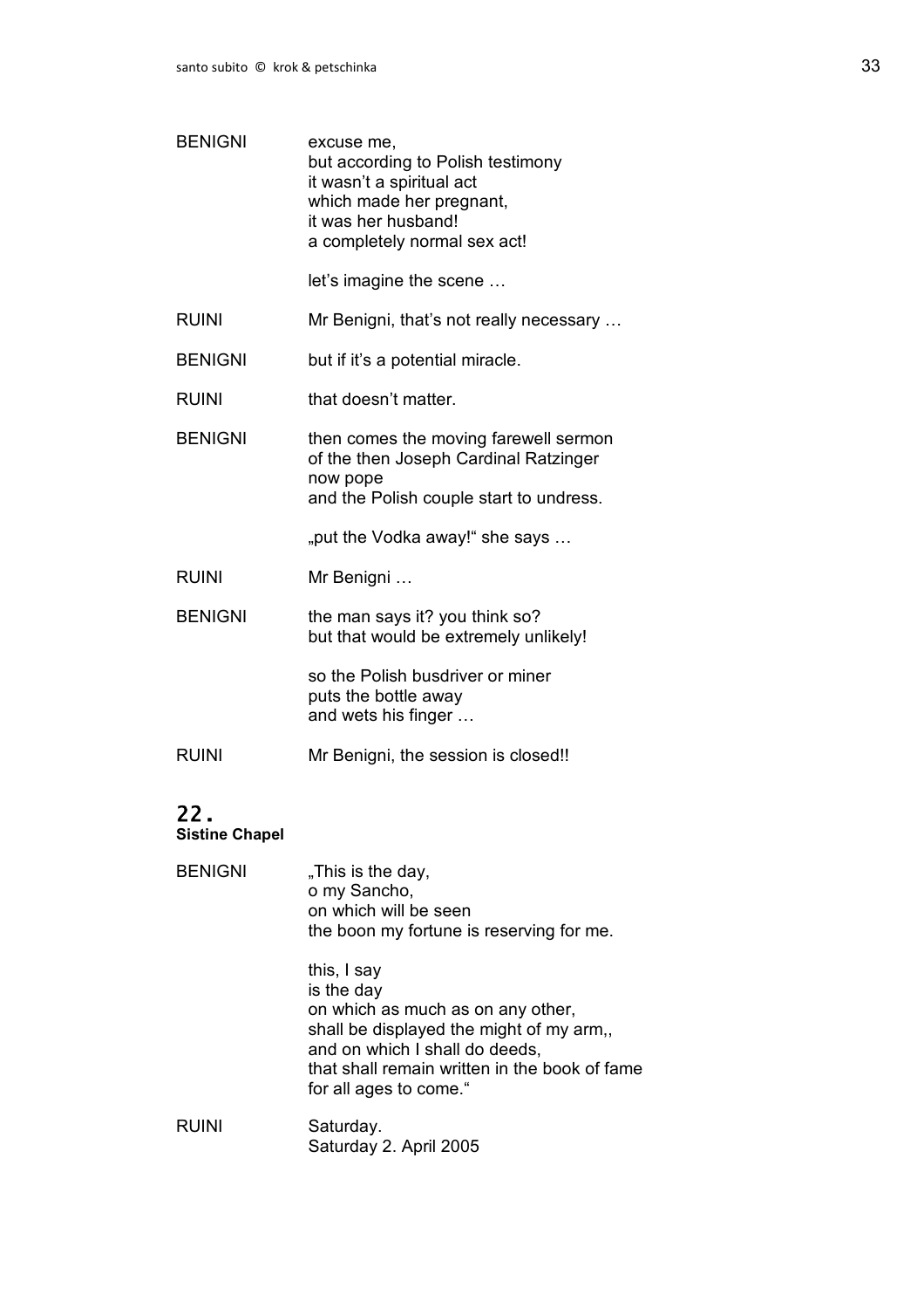BENIGNI excuse me,
but according to Polish testimony
it wasn't a spiritual act
which made her pregnant,
it was her husband!
a completely normal sex act!

let's imagine the scene …

RUINI Mr Benigni, that's not really necessary …

BENIGNI but if it's a potential miracle.

RUINI that doesn't matter.

BENIGNI then comes the moving farewell sermon
of the then Joseph Cardinal Ratzinger
now pope
and the Polish couple start to undress.

„put the Vodka away!" she says …

RUINI Mr Benigni …

BENIGNI the man says it? you think so?
but that would be extremely unlikely!

so the Polish busdriver or miner
puts the bottle away
and wets his finger …

RUINI Mr Benigni, the session is closed!!

## 22.
**Sistine Chapel**

BENIGNI „This is the day,
o my Sancho,
on which will be seen
the boon my fortune is reserving for me.

this, I say
is the day
on which as much as on any other,
shall be displayed the might of my arm,,
and on which I shall do deeds,
that shall remain written in the book of fame
for all ages to come."

RUINI Saturday.
Saturday 2. April 2005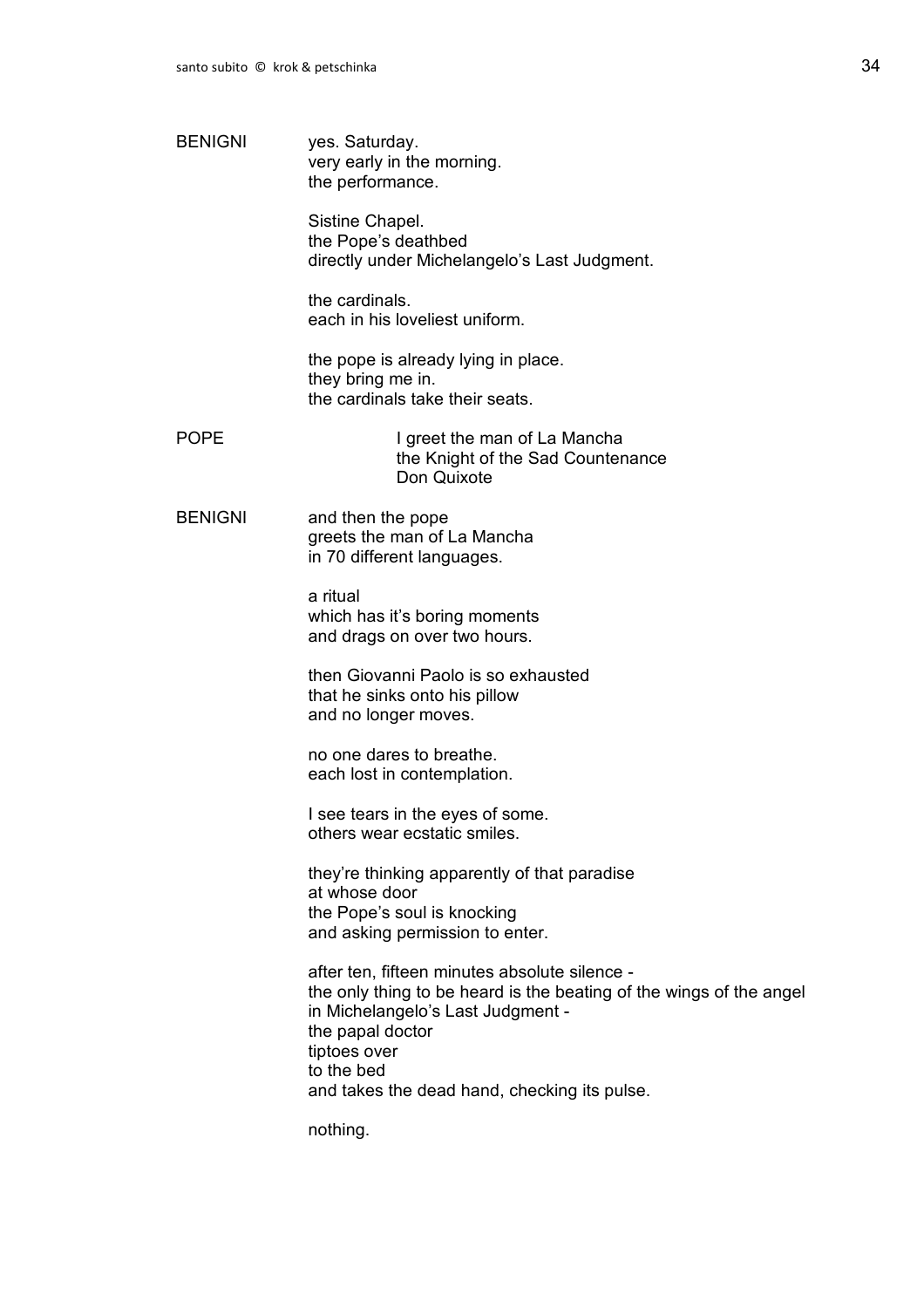BENIGNI yes. Saturday.
very early in the morning.
the performance.

Sistine Chapel.
the Pope's deathbed
directly under Michelangelo's Last Judgment.

the cardinals.
each in his loveliest uniform.

the pope is already lying in place.
they bring me in.
the cardinals take their seats.

POPE I greet the man of La Mancha
the Knight of the Sad Countenance
Don Quixote

BENIGNI and then the pope
greets the man of La Mancha
in 70 different languages.

a ritual
which has it's boring moments
and drags on over two hours.

then Giovanni Paolo is so exhausted
that he sinks onto his pillow
and no longer moves.

no one dares to breathe.
each lost in contemplation.

I see tears in the eyes of some.
others wear ecstatic smiles.

they're thinking apparently of that paradise
at whose door
the Pope's soul is knocking
and asking permission to enter.

after ten, fifteen minutes absolute silence -
the only thing to be heard is the beating of the wings of the angel
in Michelangelo's Last Judgment -
the papal doctor
tiptoes over
to the bed
and takes the dead hand, checking its pulse.

nothing.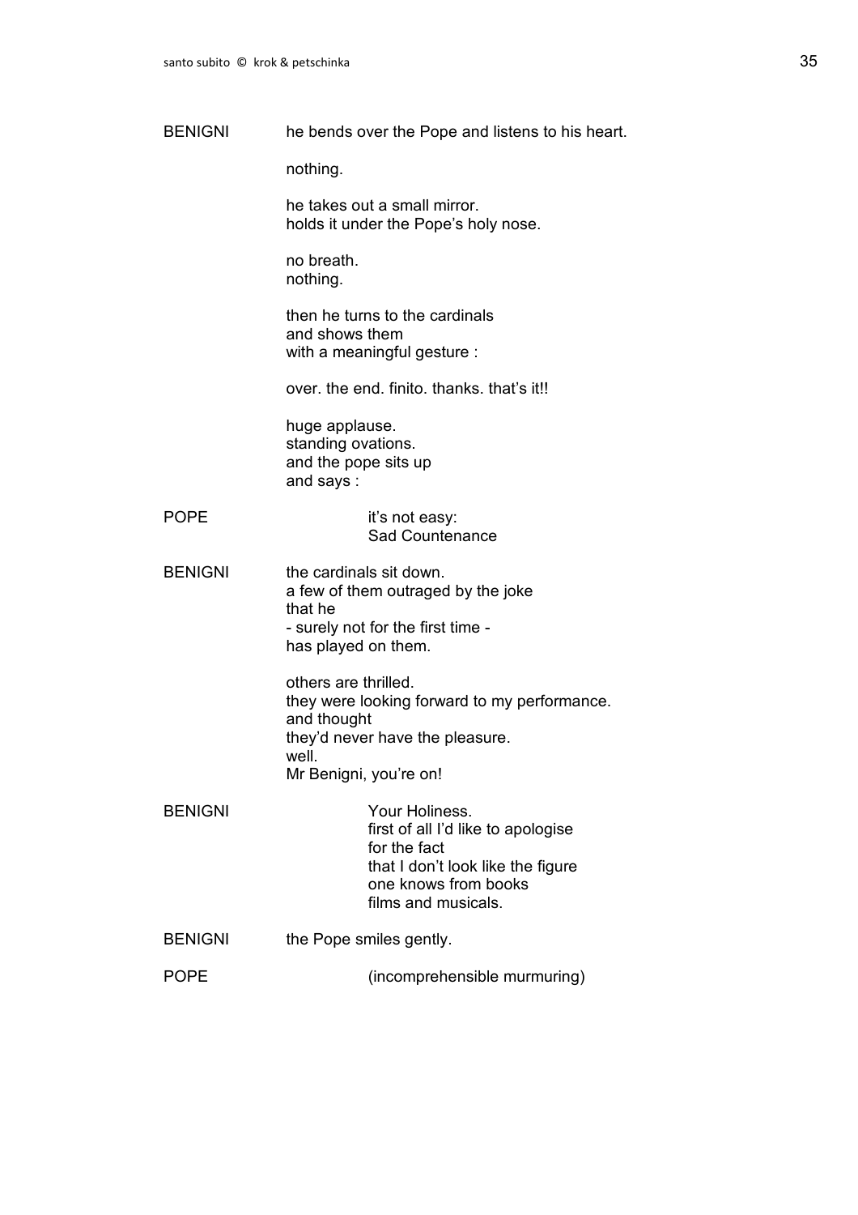**BENIGNI** he bends over the Pope and listens to his heart.

nothing.

he takes out a small mirror.
holds it under the Pope's holy nose.

no breath.
nothing.

then he turns to the cardinals
and shows them
with a meaningful gesture :

over. the end. finito. thanks. that's it!!

huge applause.
standing ovations.
and the pope sits up
and says :

**POPE** it's not easy:
Sad Countenance

**BENIGNI** the cardinals sit down.
a few of them outraged by the joke
that he
- surely not for the first time -
has played on them.

others are thrilled.
they were looking forward to my performance.
and thought
they'd never have the pleasure.
well.
Mr Benigni, you're on!

**BENIGNI** Your Holiness.
first of all I'd like to apologise
for the fact
that I don't look like the figure
one knows from books
films and musicals.

**BENIGNI** the Pope smiles gently.

**POPE** (incomprehensible murmuring)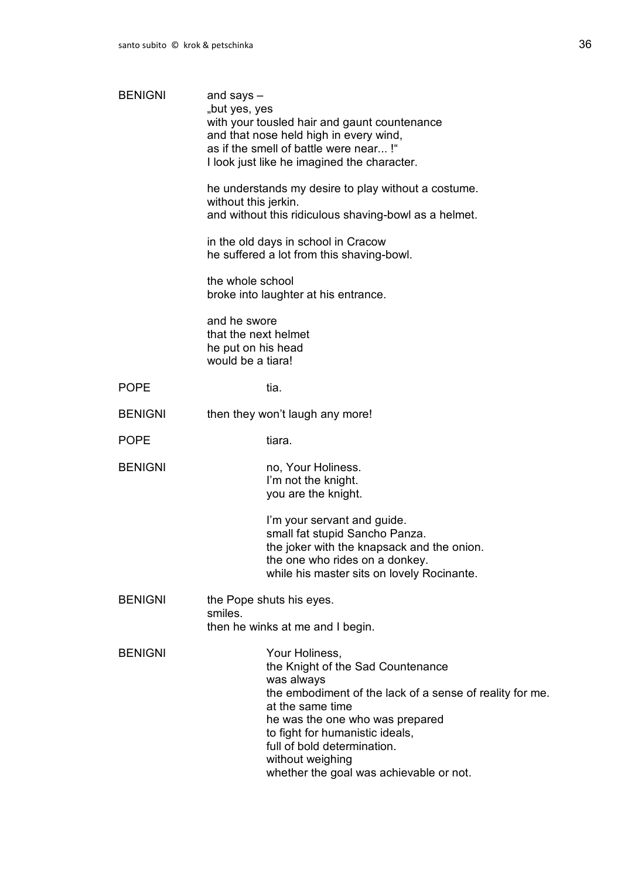BENIGNI and says –
„but yes, yes
with your tousled hair and gaunt countenance
and that nose held high in every wind,
as if the smell of battle were near... !"
I look just like he imagined the character.

he understands my desire to play without a costume.
without this jerkin.
and without this ridiculous shaving-bowl as a helmet.

in the old days in school in Cracow
he suffered a lot from this shaving-bowl.

the whole school
broke into laughter at his entrance.

and he swore
that the next helmet
he put on his head
would be a tiara!

POPE tia.

BENIGNI then they won't laugh any more!

POPE tiara.

BENIGNI no, Your Holiness.
I'm not the knight.
you are the knight.

I'm your servant and guide.
small fat stupid Sancho Panza.
the joker with the knapsack and the onion.
the one who rides on a donkey.
while his master sits on lovely Rocinante.

BENIGNI the Pope shuts his eyes.
smiles.
then he winks at me and I begin.

BENIGNI Your Holiness,
the Knight of the Sad Countenance
was always
the embodiment of the lack of a sense of reality for me.
at the same time
he was the one who was prepared
to fight for humanistic ideals,
full of bold determination.
without weighing
whether the goal was achievable or not.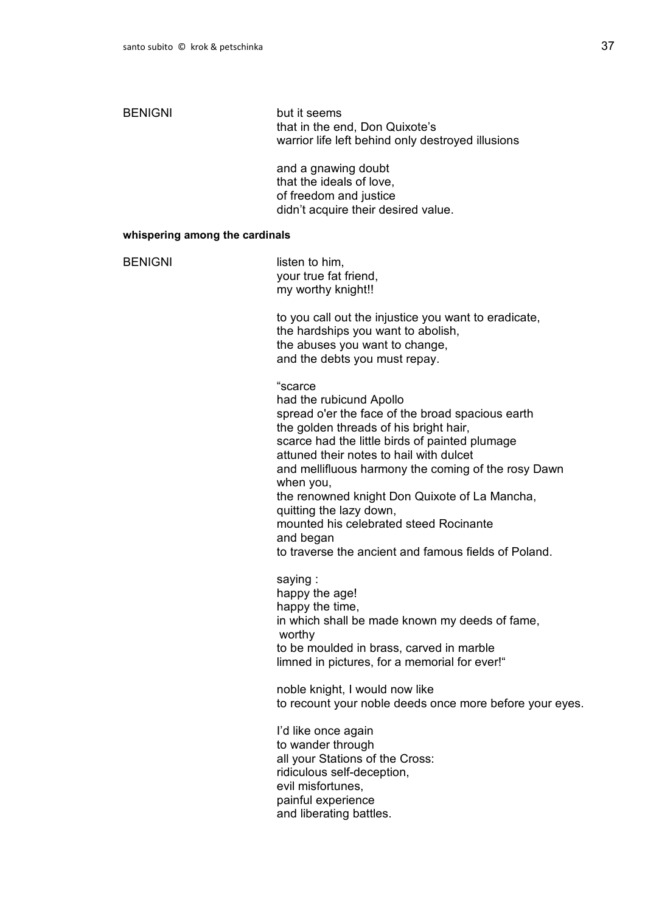BENIGNI

but it seems
that in the end, Don Quixote's
warrior life left behind only destroyed illusions

and a gnawing doubt
that the ideals of love,
of freedom and justice
didn't acquire their desired value.

**whispering among the cardinals**

BENIGNI

listen to him,
your true fat friend,
my worthy knight!!

to you call out the injustice you want to eradicate,
the hardships you want to abolish,
the abuses you want to change,
and the debts you must repay.

"scarce
had the rubicund Apollo
spread o'er the face of the broad spacious earth
the golden threads of his bright hair,
scarce had the little birds of painted plumage
attuned their notes to hail with dulcet
and mellifluous harmony the coming of the rosy Dawn
when you,
the renowned knight Don Quixote of La Mancha,
quitting the lazy down,
mounted his celebrated steed Rocinante
and began
to traverse the ancient and famous fields of Poland.

saying :
happy the age!
happy the time,
in which shall be made known my deeds of fame,
worthy
to be moulded in brass, carved in marble
limned in pictures, for a memorial for ever!"

noble knight, I would now like
to recount your noble deeds once more before your eyes.

I'd like once again
to wander through
all your Stations of the Cross:
ridiculous self-deception,
evil misfortunes,
painful experience
and liberating battles.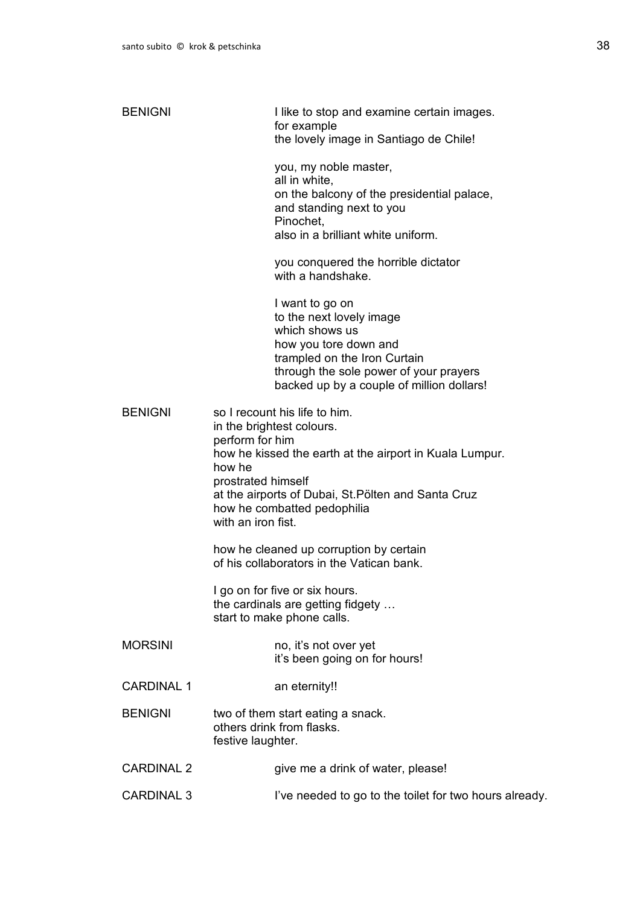BENIGNI		I like to stop and examine certain images.
for example
the lovely image in Santiago de Chile!

you, my noble master,
all in white,
on the balcony of the presidential palace,
and standing next to you
Pinochet,
also in a brilliant white uniform.

you conquered the horrible dictator
with a handshake.

I want to go on
to the next lovely image
which shows us
how you tore down and
trampled on the Iron Curtain
through the sole power of your prayers
backed up by a couple of million dollars!

BENIGNI	so I recount his life to him.
in the brightest colours.
perform for him
how he kissed the earth at the airport in Kuala Lumpur.
how he
prostrated himself
at the airports of Dubai, St.Pölten and Santa Cruz
how he combatted pedophilia
with an iron fist.

how he cleaned up corruption by certain
of his collaborators in the Vatican bank.

I go on for five or six hours.
the cardinals are getting fidgety …
start to make phone calls.

MORSINI		no, it's not over yet
it's been going on for hours!

CARDINAL 1		an eternity!!

BENIGNI	two of them start eating a snack.
others drink from flasks.
festive laughter.

CARDINAL 2		give me a drink of water, please!

CARDINAL 3		I've needed to go to the toilet for two hours already.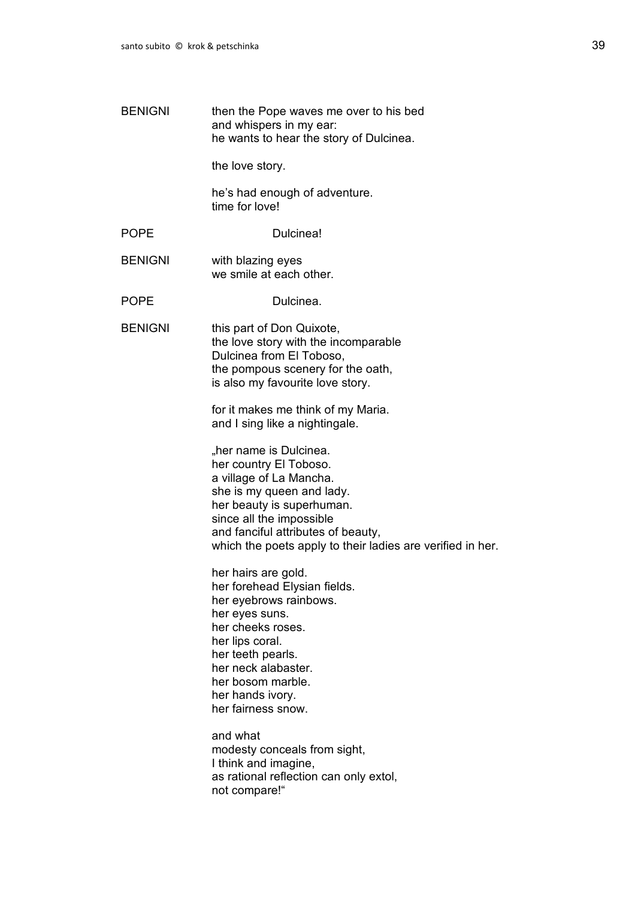BENIGNI then the Pope waves me over to his bed
and whispers in my ear:
he wants to hear the story of Dulcinea.

the love story.

he's had enough of adventure.
time for love!

POPE Dulcinea!

BENIGNI with blazing eyes
we smile at each other.

POPE Dulcinea.

BENIGNI this part of Don Quixote,
the love story with the incomparable
Dulcinea from El Toboso,
the pompous scenery for the oath,
is also my favourite love story.

for it makes me think of my Maria.
and I sing like a nightingale.

„her name is Dulcinea.
her country El Toboso.
a village of La Mancha.
she is my queen and lady.
her beauty is superhuman.
since all the impossible
and fanciful attributes of beauty,
which the poets apply to their ladies are verified in her.

her hairs are gold.
her forehead Elysian fields.
her eyebrows rainbows.
her eyes suns.
her cheeks roses.
her lips coral.
her teeth pearls.
her neck alabaster.
her bosom marble.
her hands ivory.
her fairness snow.

and what
modesty conceals from sight,
I think and imagine,
as rational reflection can only extol,
not compare!"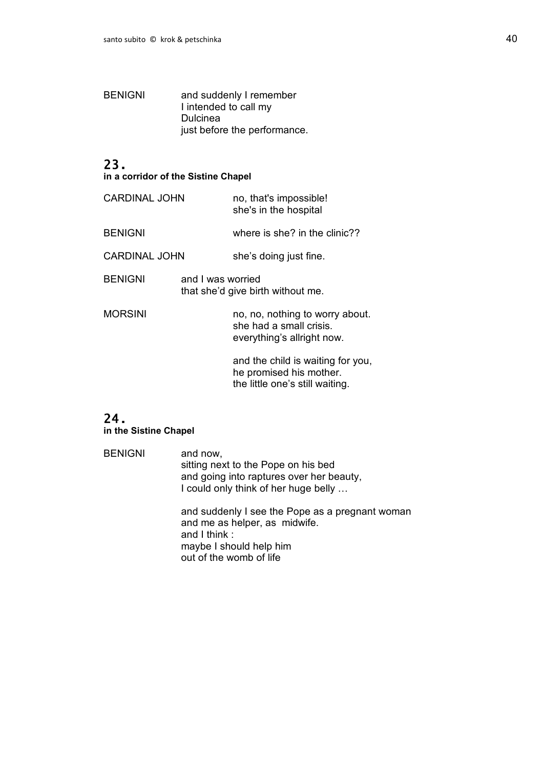BENIGNI and suddenly I remember
I intended to call my
Dulcinea
just before the performance.

## 23.

**in a corridor of the Sistine Chapel**

CARDINAL JOHN no, that's impossible!
she's in the hospital

BENIGNI where is she? in the clinic??

CARDINAL JOHN she's doing just fine.

BENIGNI and I was worried
that she'd give birth without me.

MORSINI no, no, nothing to worry about.
she had a small crisis.
everything's allright now.

and the child is waiting for you,
he promised his mother.
the little one's still waiting.

## 24.

**in the Sistine Chapel**

BENIGNI and now,
sitting next to the Pope on his bed
and going into raptures over her beauty,
I could only think of her huge belly …

and suddenly I see the Pope as a pregnant woman
and me as helper, as midwife.
and I think :
maybe I should help him
out of the womb of life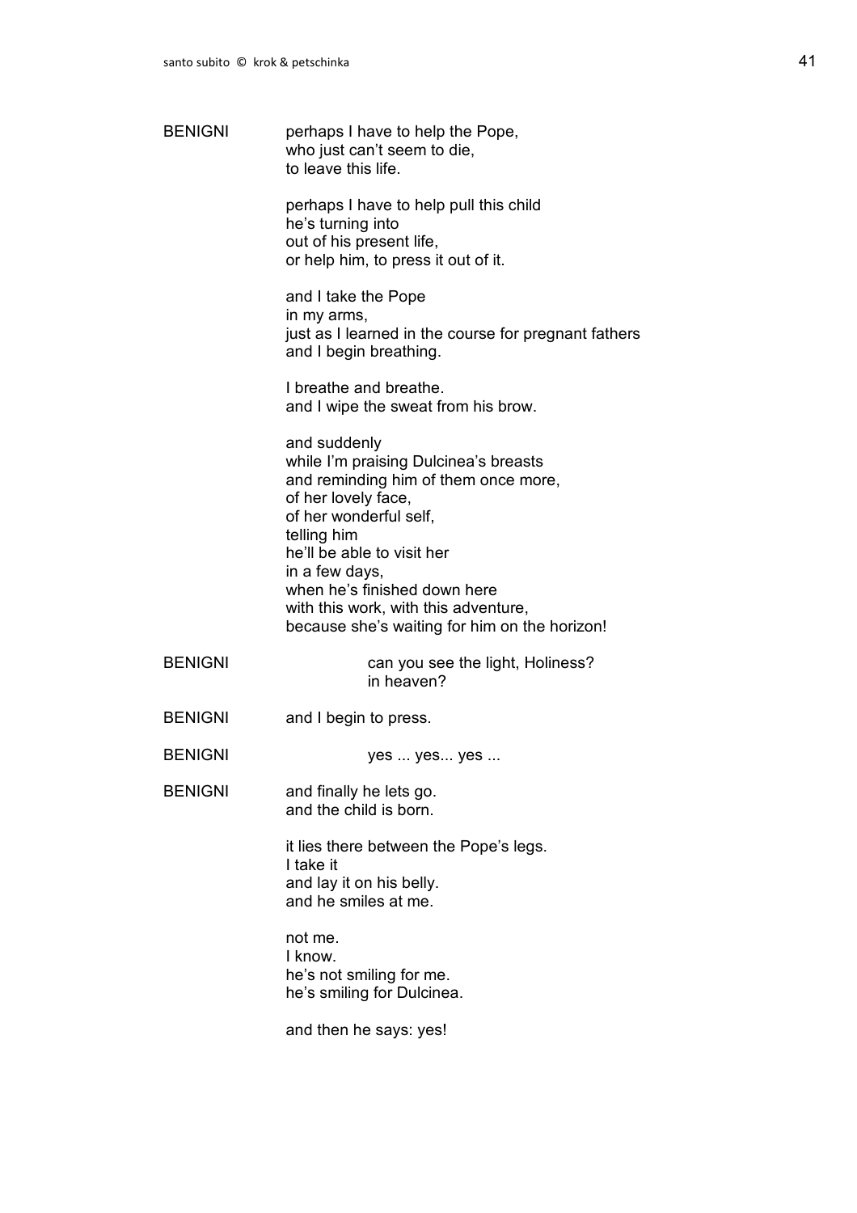BENIGNI perhaps I have to help the Pope,
who just can't seem to die,
to leave this life.

perhaps I have to help pull this child
he's turning into
out of his present life,
or help him, to press it out of it.

and I take the Pope
in my arms,
just as I learned in the course for pregnant fathers
and I begin breathing.

I breathe and breathe.
and I wipe the sweat from his brow.

and suddenly
while I'm praising Dulcinea's breasts
and reminding him of them once more,
of her lovely face,
of her wonderful self,
telling him
he'll be able to visit her
in a few days,
when he's finished down here
with this work, with this adventure,
because she's waiting for him on the horizon!

BENIGNI can you see the light, Holiness?
in heaven?

BENIGNI and I begin to press.

BENIGNI yes ... yes... yes ...

BENIGNI and finally he lets go.
and the child is born.

it lies there between the Pope's legs.
I take it
and lay it on his belly.
and he smiles at me.

not me.
I know.
he's not smiling for me.
he's smiling for Dulcinea.

and then he says: yes!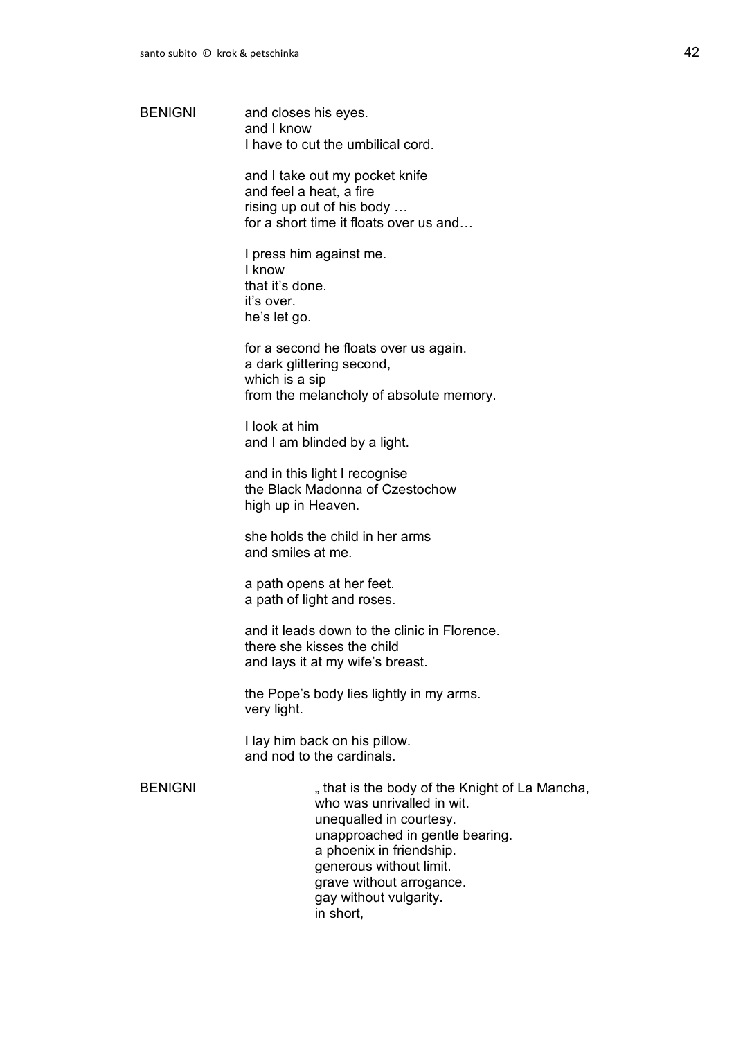BENIGNI and closes his eyes.
and I know
I have to cut the umbilical cord.

and I take out my pocket knife
and feel a heat, a fire
rising up out of his body …
for a short time it floats over us and…

I press him against me.
I know
that it's done.
it's over.
he's let go.

for a second he floats over us again.
a dark glittering second,
which is a sip
from the melancholy of absolute memory.

I look at him
and I am blinded by a light.

and in this light I recognise
the Black Madonna of Czestochow
high up in Heaven.

she holds the child in her arms
and smiles at me.

a path opens at her feet.
a path of light and roses.

and it leads down to the clinic in Florence.
there she kisses the child
and lays it at my wife's breast.

the Pope's body lies lightly in my arms.
very light.

I lay him back on his pillow.
and nod to the cardinals.

BENIGNI „ that is the body of the Knight of La Mancha,
who was unrivalled in wit.
unequalled in courtesy.
unapproached in gentle bearing.
a phoenix in friendship.
generous without limit.
grave without arrogance.
gay without vulgarity.
in short,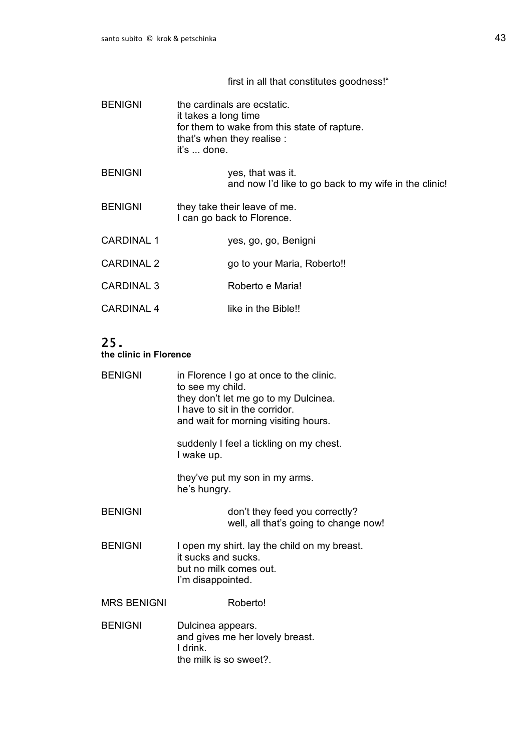first in all that constitutes goodness!"

BENIGNI the cardinals are ecstatic.
it takes a long time
for them to wake from this state of rapture.
that's when they realise :
it's ... done.

BENIGNI yes, that was it.
and now I'd like to go back to my wife in the clinic!

BENIGNI they take their leave of me.
I can go back to Florence.

CARDINAL 1 yes, go, go, Benigni

CARDINAL 2 go to your Maria, Roberto!!

CARDINAL 3 Roberto e Maria!

CARDINAL 4 like in the Bible!!

## 25.

**the clinic in Florence**

BENIGNI in Florence I go at once to the clinic.
to see my child.
they don't let me go to my Dulcinea.
I have to sit in the corridor.
and wait for morning visiting hours.

suddenly I feel a tickling on my chest.
I wake up.

they've put my son in my arms.
he's hungry.

BENIGNI don't they feed you correctly?
well, all that's going to change now!

BENIGNI I open my shirt. lay the child on my breast.
it sucks and sucks.
but no milk comes out.
I'm disappointed.

MRS BENIGNI Roberto!

BENIGNI Dulcinea appears.
and gives me her lovely breast.
I drink.
the milk is so sweet?.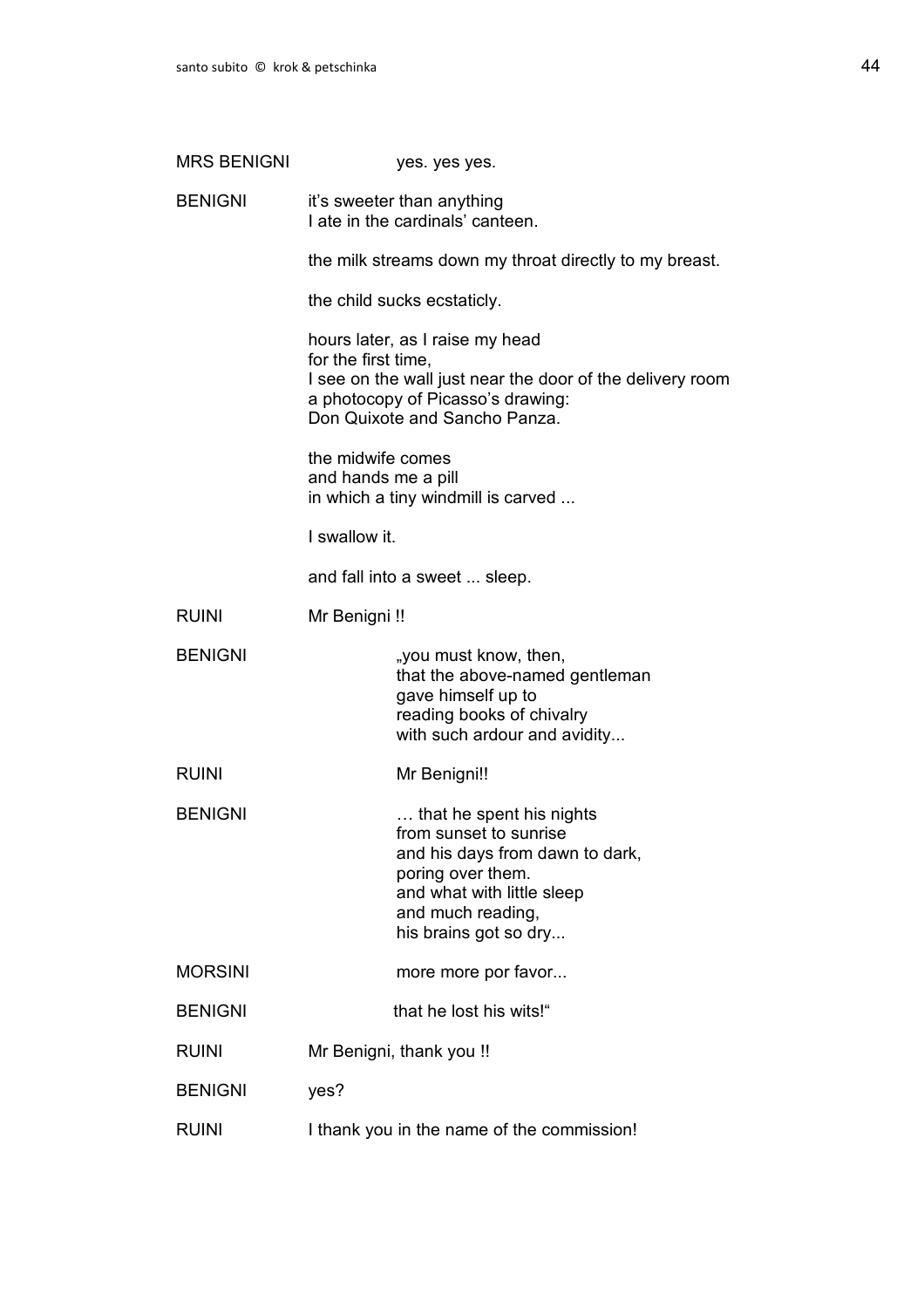MRS BENIGNI yes. yes yes.

BENIGNI it's sweeter than anything
I ate in the cardinals' canteen.

the milk streams down my throat directly to my breast.

the child sucks ecstaticly.

hours later, as I raise my head
for the first time,
I see on the wall just near the door of the delivery room
a photocopy of Picasso's drawing:
Don Quixote and Sancho Panza.

the midwife comes
and hands me a pill
in which a tiny windmill is carved ...

I swallow it.

and fall into a sweet ... sleep.

RUINI Mr Benigni !!

BENIGNI „you must know, then,
that the above-named gentleman
gave himself up to
reading books of chivalry
with such ardour and avidity...

RUINI Mr Benigni!!

BENIGNI … that he spent his nights
from sunset to sunrise
and his days from dawn to dark,
poring over them.
and what with little sleep
and much reading,
his brains got so dry...

MORSINI more more por favor...

BENIGNI that he lost his wits!"

RUINI Mr Benigni, thank you !!

BENIGNI yes?

RUINI I thank you in the name of the commission!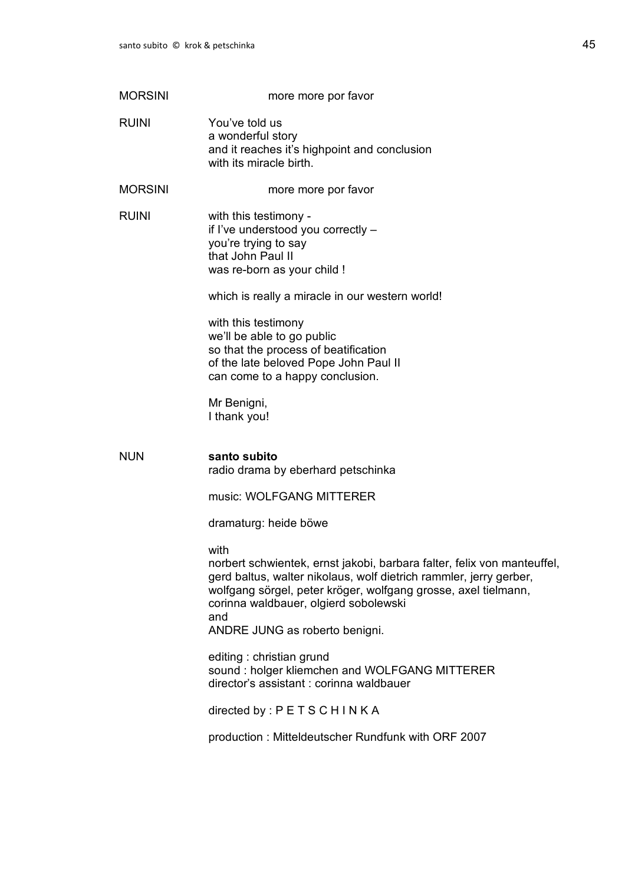MORSINI more more por favor

RUINI You've told us
a wonderful story
and it reaches it's highpoint and conclusion
with its miracle birth.

MORSINI more more por favor

RUINI with this testimony -
if I've understood you correctly –
you're trying to say
that John Paul II
was re-born as your child !

which is really a miracle in our western world!

with this testimony
we'll be able to go public
so that the process of beatification
of the late beloved Pope John Paul II
can come to a happy conclusion.

Mr Benigni,
I thank you!

NUN **santo subito**
radio drama by eberhard petschinka

music: WOLFGANG MITTERER

dramaturg: heide böwe

with
norbert schwientek, ernst jakobi, barbara falter, felix von manteuffel, gerd baltus, walter nikolaus, wolf dietrich rammler, jerry gerber, wolfgang sörgel, peter kröger, wolfgang grosse, axel tielmann, corinna waldbauer, olgierd sobolewski
and
ANDRE JUNG as roberto benigni.

editing : christian grund
sound : holger kliemchen and WOLFGANG MITTERER
director's assistant : corinna waldbauer

directed by : P E T S C H I N K A

production : Mitteldeutscher Rundfunk with ORF 2007